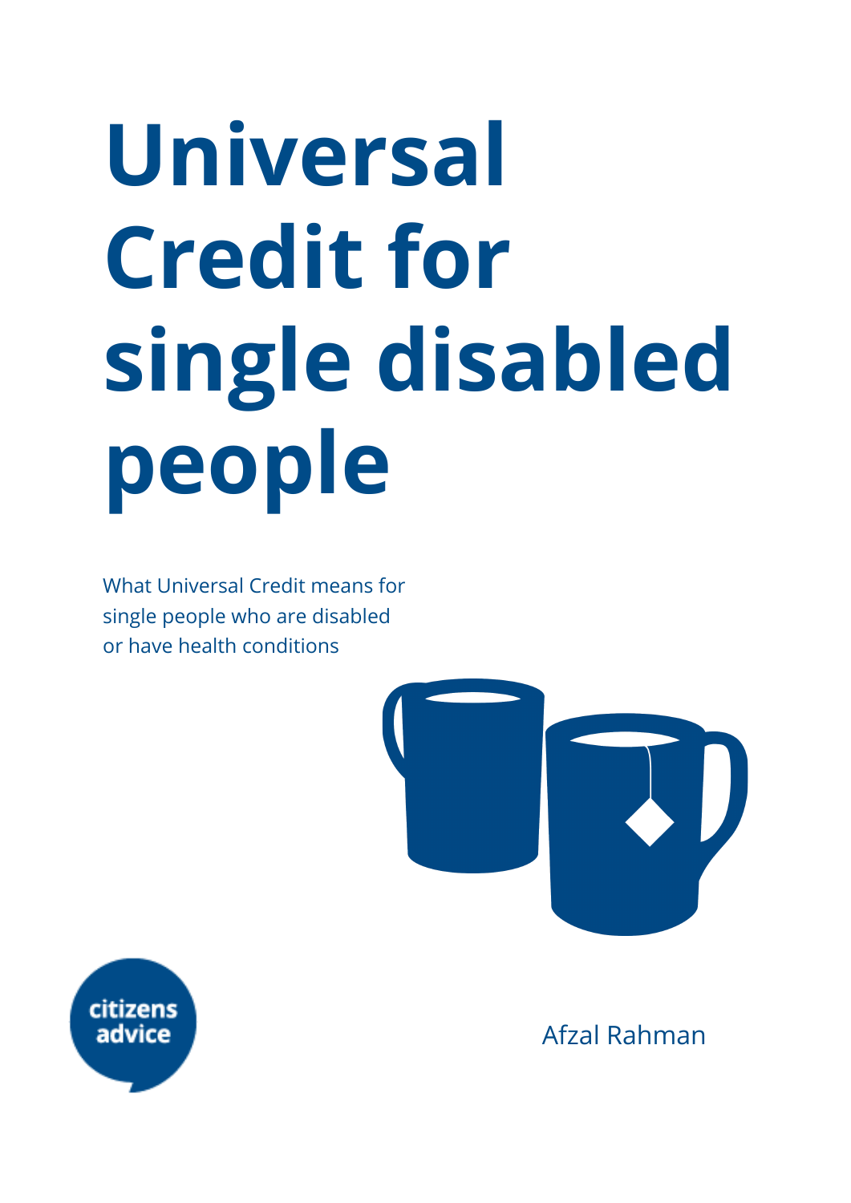# Universal Credit for single disabled people

What Universal Credit means for single people who are disabled or have health conditions

citizens advice

Afzal Rahman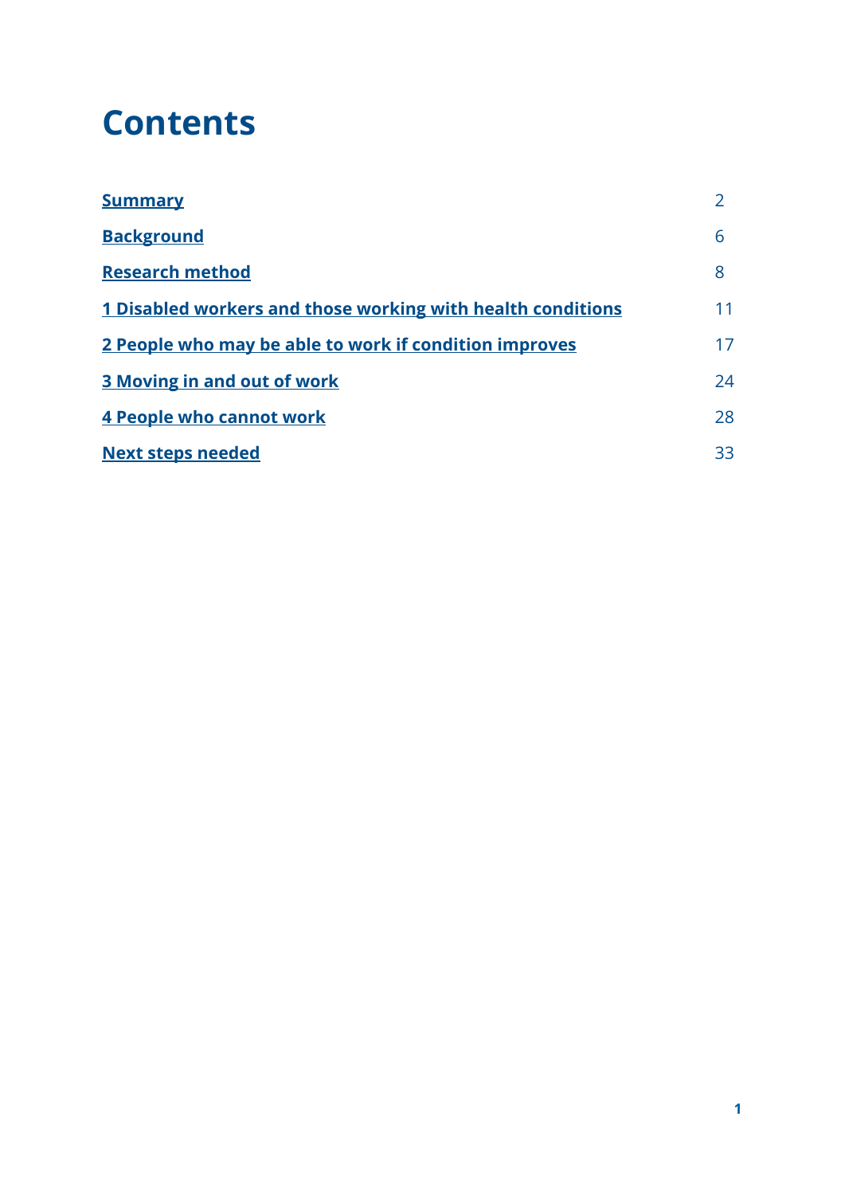# Contents

| | |
|---|---|
| Summary | 2 |
| Background | 6 |
| Research method | 8 |
| 1 Disabled workers and those working with health conditions | 11 |
| 2 People who may be able to work if condition improves | 17 |
| 3 Moving in and out of work | 24 |
| 4 People who cannot work | 28 |
| Next steps needed | 33 |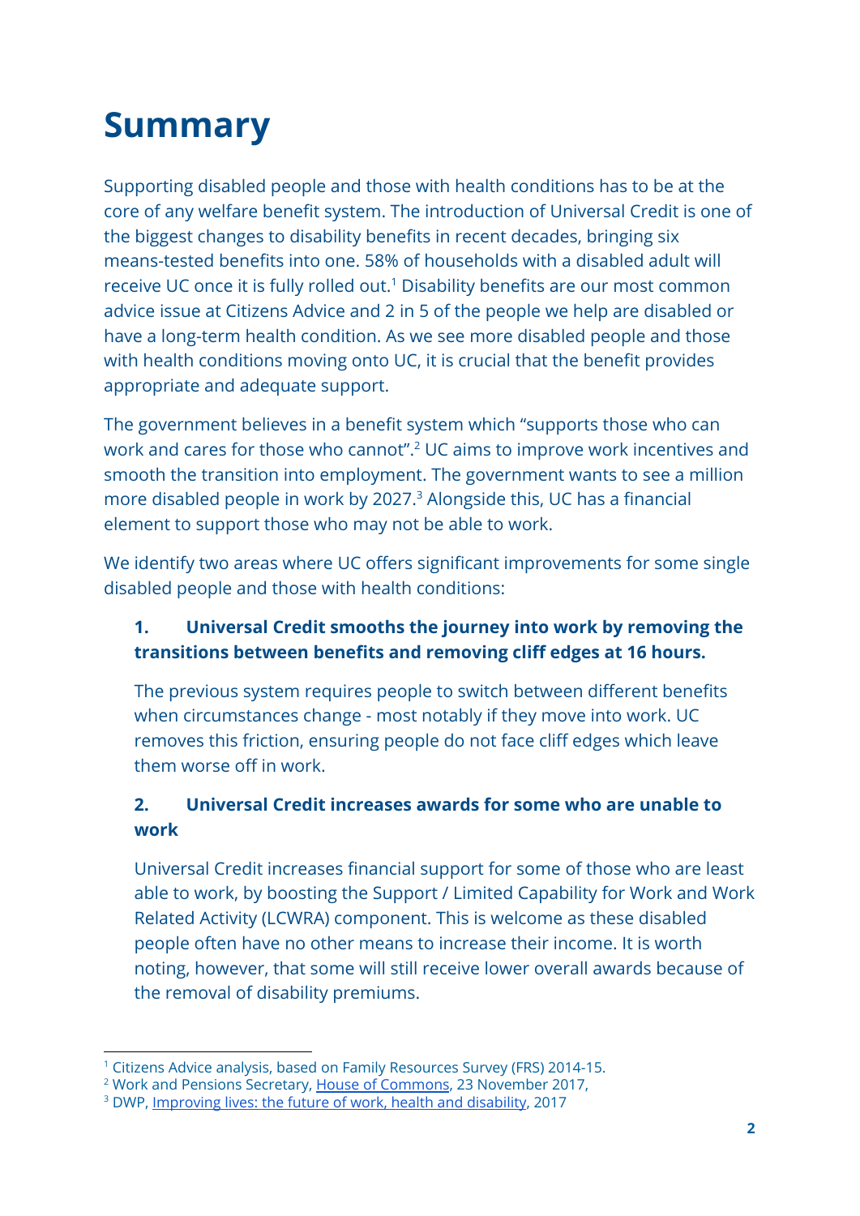# Summary

Supporting disabled people and those with health conditions has to be at the core of any welfare benefit system. The introduction of Universal Credit is one of the biggest changes to disability benefits in recent decades, bringing six means-tested benefits into one. 58% of households with a disabled adult will receive UC once it is fully rolled out.[1] Disability benefits are our most common advice issue at Citizens Advice and 2 in 5 of the people we help are disabled or have a long-term health condition. As we see more disabled people and those with health conditions moving onto UC, it is crucial that the benefit provides appropriate and adequate support.

The government believes in a benefit system which "supports those who can work and cares for those who cannot".[2] UC aims to improve work incentives and smooth the transition into employment. The government wants to see a million more disabled people in work by 2027.[3] Alongside this, UC has a financial element to support those who may not be able to work.

We identify two areas where UC offers significant improvements for some single disabled people and those with health conditions:

1. **Universal Credit smooths the journey into work by removing the transitions between benefits and removing cliff edges at 16 hours.**

   The previous system requires people to switch between different benefits when circumstances change - most notably if they move into work. UC removes this friction, ensuring people do not face cliff edges which leave them worse off in work.

2. **Universal Credit increases awards for some who are unable to work**

   Universal Credit increases financial support for some of those who are least able to work, by boosting the Support / Limited Capability for Work and Work Related Activity (LCWRA) component. This is welcome as these disabled people often have no other means to increase their income. It is worth noting, however, that some will still receive lower overall awards because of the removal of disability premiums.

---

[1] Citizens Advice analysis, based on Family Resources Survey (FRS) 2014-15.

[2] Work and Pensions Secretary, House of Commons, 23 November 2017,

[3] DWP, Improving lives: the future of work, health and disability, 2017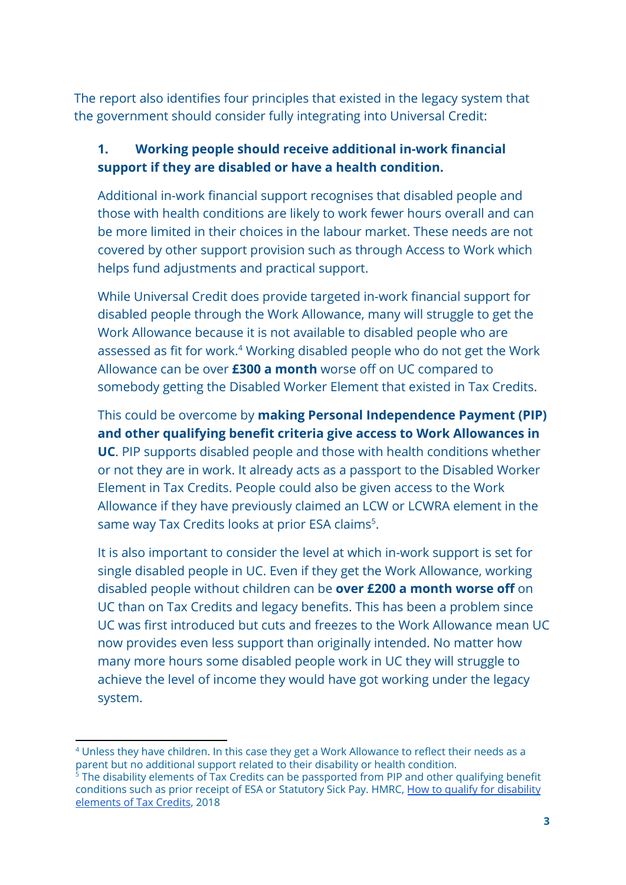The report also identifies four principles that existed in the legacy system that the government should consider fully integrating into Universal Credit:

1. **Working people should receive additional in-work financial support if they are disabled or have a health condition.**

   Additional in-work financial support recognises that disabled people and those with health conditions are likely to work fewer hours overall and can be more limited in their choices in the labour market. These needs are not covered by other support provision such as through Access to Work which helps fund adjustments and practical support.

   While Universal Credit does provide targeted in-work financial support for disabled people through the Work Allowance, many will struggle to get the Work Allowance because it is not available to disabled people who are assessed as fit for work.[4] Working disabled people who do not get the Work Allowance can be over **£300 a month** worse off on UC compared to somebody getting the Disabled Worker Element that existed in Tax Credits.

   This could be overcome by **making Personal Independence Payment (PIP) and other qualifying benefit criteria give access to Work Allowances in UC**. PIP supports disabled people and those with health conditions whether or not they are in work. It already acts as a passport to the Disabled Worker Element in Tax Credits. People could also be given access to the Work Allowance if they have previously claimed an LCW or LCWRA element in the same way Tax Credits looks at prior ESA claims[5].

   It is also important to consider the level at which in-work support is set for single disabled people in UC. Even if they get the Work Allowance, working disabled people without children can be **over £200 a month worse off** on UC than on Tax Credits and legacy benefits. This has been a problem since UC was first introduced but cuts and freezes to the Work Allowance mean UC now provides even less support than originally intended. No matter how many more hours some disabled people work in UC they will struggle to achieve the level of income they would have got working under the legacy system.

---

[4] Unless they have children. In this case they get a Work Allowance to reflect their needs as a parent but no additional support related to their disability or health condition.

[5] The disability elements of Tax Credits can be passported from PIP and other qualifying benefit conditions such as prior receipt of ESA or Statutory Sick Pay. HMRC, How to qualify for disability elements of Tax Credits, 2018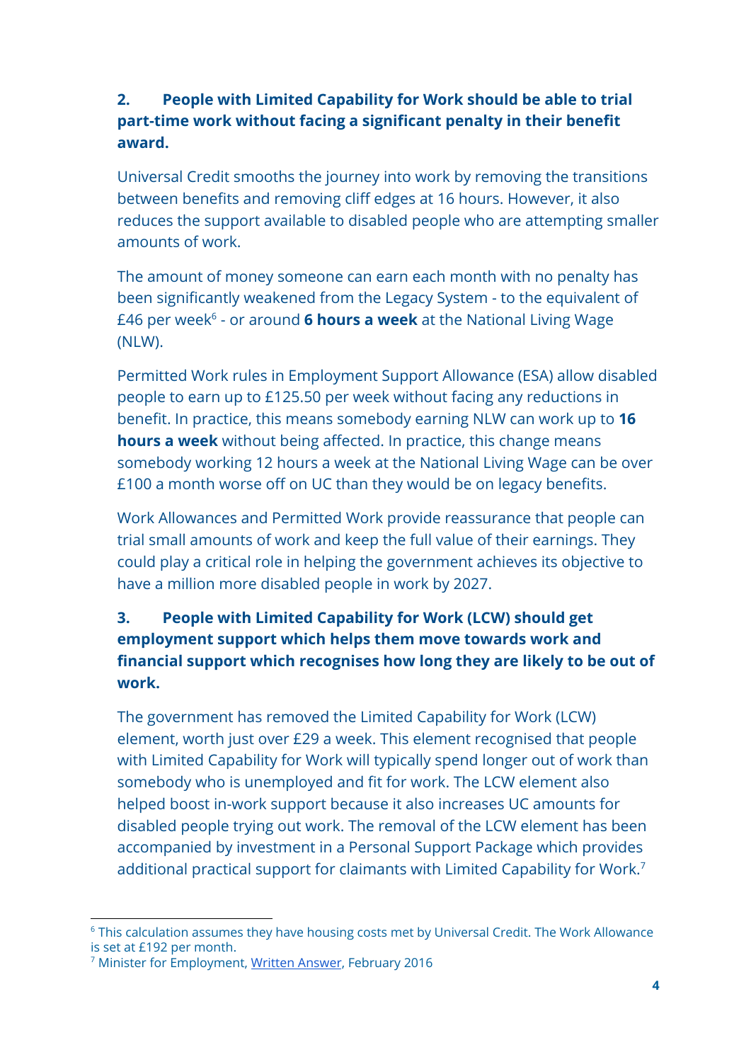### 2. People with Limited Capability for Work should be able to trial part-time work without facing a significant penalty in their benefit award.

Universal Credit smooths the journey into work by removing the transitions between benefits and removing cliff edges at 16 hours. However, it also reduces the support available to disabled people who are attempting smaller amounts of work.

The amount of money someone can earn each month with no penalty has been significantly weakened from the Legacy System - to the equivalent of £46 per week[6] - or around **6 hours a week** at the National Living Wage (NLW).

Permitted Work rules in Employment Support Allowance (ESA) allow disabled people to earn up to £125.50 per week without facing any reductions in benefit. In practice, this means somebody earning NLW can work up to **16 hours a week** without being affected. In practice, this change means somebody working 12 hours a week at the National Living Wage can be over £100 a month worse off on UC than they would be on legacy benefits.

Work Allowances and Permitted Work provide reassurance that people can trial small amounts of work and keep the full value of their earnings. They could play a critical role in helping the government achieves its objective to have a million more disabled people in work by 2027.

### 3. People with Limited Capability for Work (LCW) should get employment support which helps them move towards work and financial support which recognises how long they are likely to be out of work.

The government has removed the Limited Capability for Work (LCW) element, worth just over £29 a week. This element recognised that people with Limited Capability for Work will typically spend longer out of work than somebody who is unemployed and fit for work. The LCW element also helped boost in-work support because it also increases UC amounts for disabled people trying out work. The removal of the LCW element has been accompanied by investment in a Personal Support Package which provides additional practical support for claimants with Limited Capability for Work.[7]

---

[6] This calculation assumes they have housing costs met by Universal Credit. The Work Allowance is set at £192 per month.

[7] Minister for Employment, Written Answer, February 2016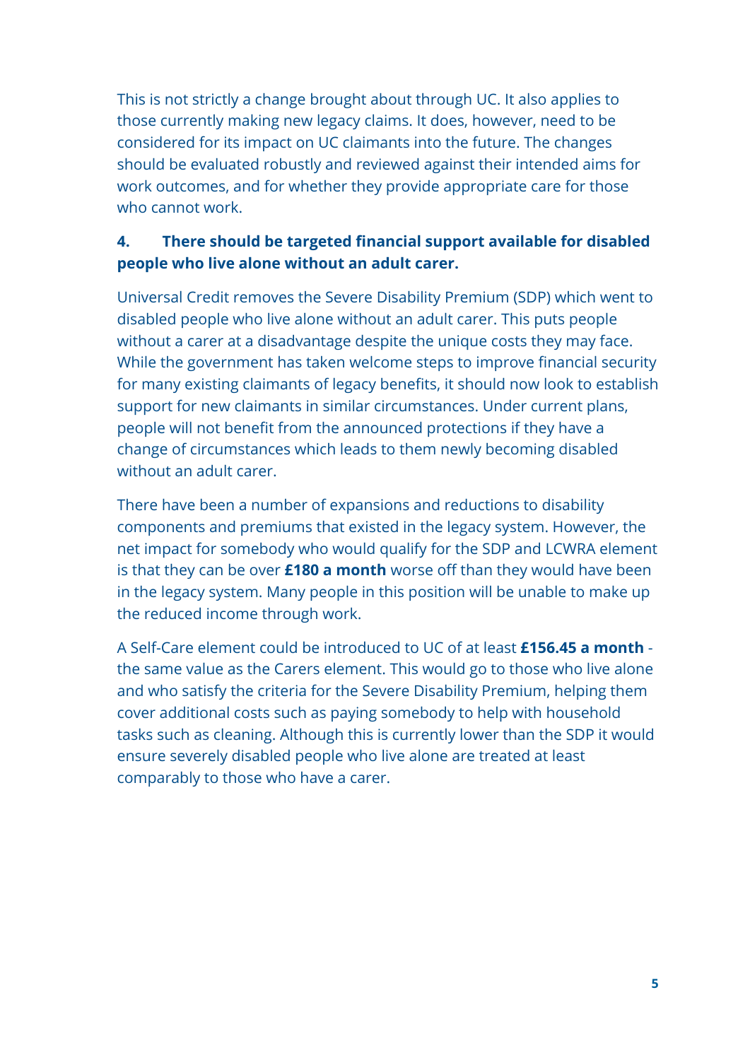This is not strictly a change brought about through UC. It also applies to those currently making new legacy claims. It does, however, need to be considered for its impact on UC claimants into the future. The changes should be evaluated robustly and reviewed against their intended aims for work outcomes, and for whether they provide appropriate care for those who cannot work.

### 4. There should be targeted financial support available for disabled people who live alone without an adult carer.

Universal Credit removes the Severe Disability Premium (SDP) which went to disabled people who live alone without an adult carer. This puts people without a carer at a disadvantage despite the unique costs they may face. While the government has taken welcome steps to improve financial security for many existing claimants of legacy benefits, it should now look to establish support for new claimants in similar circumstances. Under current plans, people will not benefit from the announced protections if they have a change of circumstances which leads to them newly becoming disabled without an adult carer.

There have been a number of expansions and reductions to disability components and premiums that existed in the legacy system. However, the net impact for somebody who would qualify for the SDP and LCWRA element is that they can be over **£180 a month** worse off than they would have been in the legacy system. Many people in this position will be unable to make up the reduced income through work.

A Self-Care element could be introduced to UC of at least **£156.45 a month** - the same value as the Carers element. This would go to those who live alone and who satisfy the criteria for the Severe Disability Premium, helping them cover additional costs such as paying somebody to help with household tasks such as cleaning. Although this is currently lower than the SDP it would ensure severely disabled people who live alone are treated at least comparably to those who have a carer.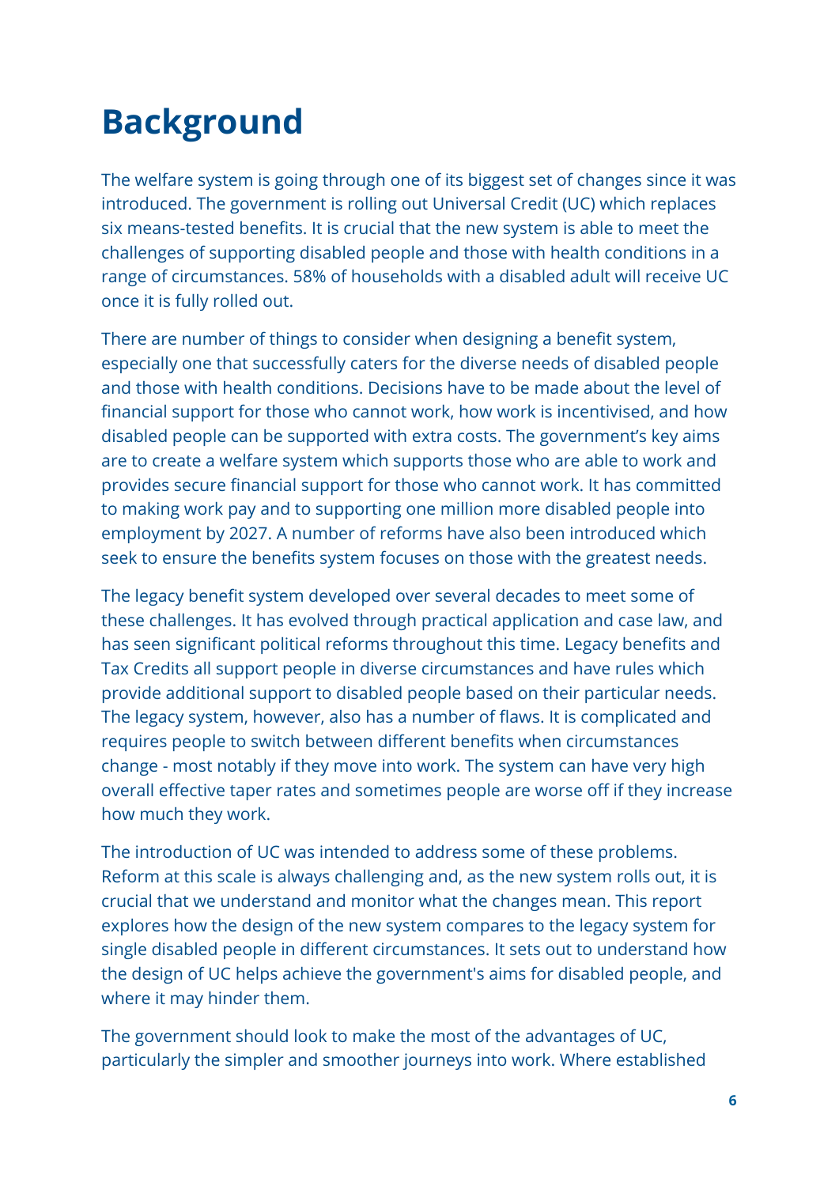# Background

The welfare system is going through one of its biggest set of changes since it was introduced. The government is rolling out Universal Credit (UC) which replaces six means-tested benefits. It is crucial that the new system is able to meet the challenges of supporting disabled people and those with health conditions in a range of circumstances. 58% of households with a disabled adult will receive UC once it is fully rolled out.

There are number of things to consider when designing a benefit system, especially one that successfully caters for the diverse needs of disabled people and those with health conditions. Decisions have to be made about the level of financial support for those who cannot work, how work is incentivised, and how disabled people can be supported with extra costs. The government's key aims are to create a welfare system which supports those who are able to work and provides secure financial support for those who cannot work. It has committed to making work pay and to supporting one million more disabled people into employment by 2027. A number of reforms have also been introduced which seek to ensure the benefits system focuses on those with the greatest needs.

The legacy benefit system developed over several decades to meet some of these challenges. It has evolved through practical application and case law, and has seen significant political reforms throughout this time. Legacy benefits and Tax Credits all support people in diverse circumstances and have rules which provide additional support to disabled people based on their particular needs. The legacy system, however, also has a number of flaws. It is complicated and requires people to switch between different benefits when circumstances change - most notably if they move into work. The system can have very high overall effective taper rates and sometimes people are worse off if they increase how much they work.

The introduction of UC was intended to address some of these problems. Reform at this scale is always challenging and, as the new system rolls out, it is crucial that we understand and monitor what the changes mean. This report explores how the design of the new system compares to the legacy system for single disabled people in different circumstances. It sets out to understand how the design of UC helps achieve the government's aims for disabled people, and where it may hinder them.

The government should look to make the most of the advantages of UC, particularly the simpler and smoother journeys into work. Where established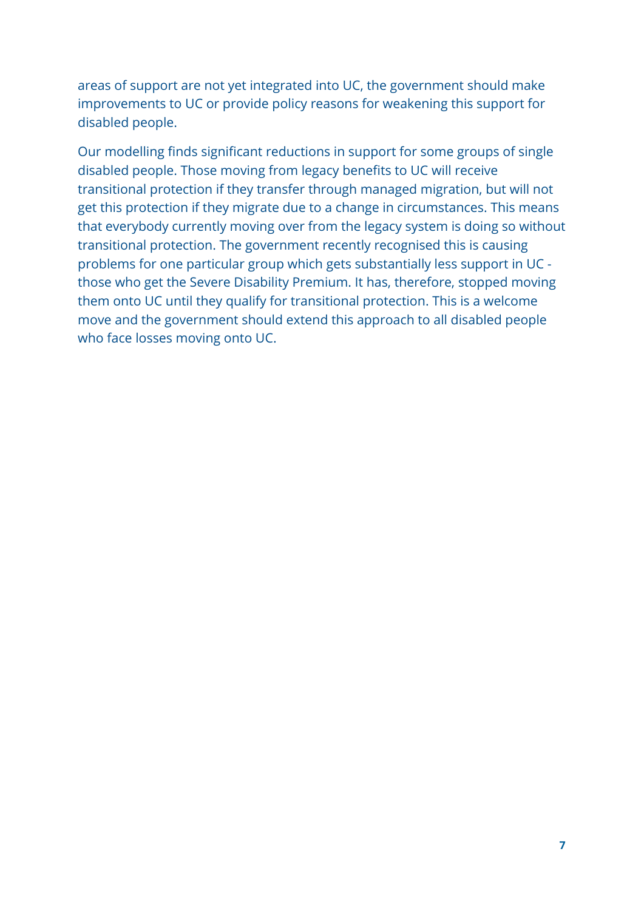areas of support are not yet integrated into UC, the government should make improvements to UC or provide policy reasons for weakening this support for disabled people.

Our modelling finds significant reductions in support for some groups of single disabled people. Those moving from legacy benefits to UC will receive transitional protection if they transfer through managed migration, but will not get this protection if they migrate due to a change in circumstances. This means that everybody currently moving over from the legacy system is doing so without transitional protection. The government recently recognised this is causing problems for one particular group which gets substantially less support in UC - those who get the Severe Disability Premium. It has, therefore, stopped moving them onto UC until they qualify for transitional protection. This is a welcome move and the government should extend this approach to all disabled people who face losses moving onto UC.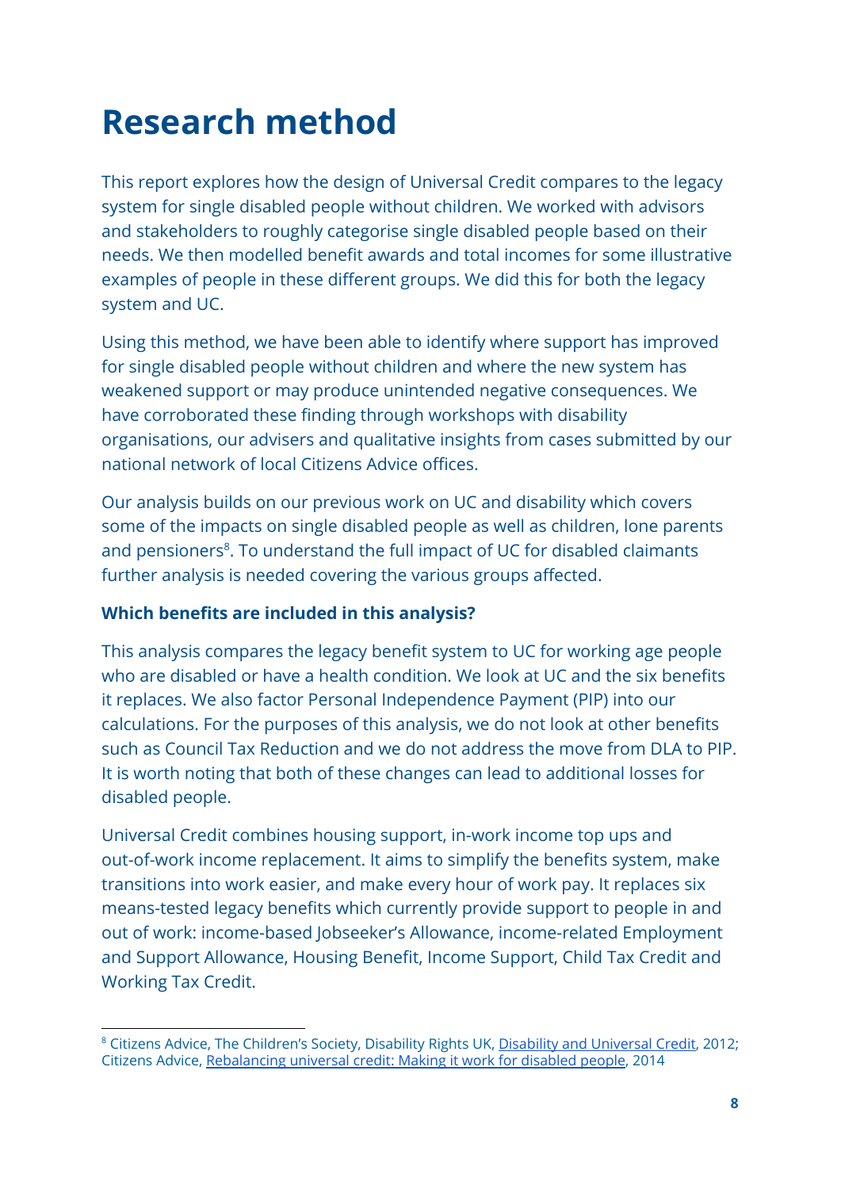# Research method

This report explores how the design of Universal Credit compares to the legacy system for single disabled people without children. We worked with advisors and stakeholders to roughly categorise single disabled people based on their needs. We then modelled benefit awards and total incomes for some illustrative examples of people in these different groups. We did this for both the legacy system and UC.

Using this method, we have been able to identify where support has improved for single disabled people without children and where the new system has weakened support or may produce unintended negative consequences. We have corroborated these finding through workshops with disability organisations, our advisers and qualitative insights from cases submitted by our national network of local Citizens Advice offices.

Our analysis builds on our previous work on UC and disability which covers some of the impacts on single disabled people as well as children, lone parents and pensioners[8]. To understand the full impact of UC for disabled claimants further analysis is needed covering the various groups affected.

**Which benefits are included in this analysis?**

This analysis compares the legacy benefit system to UC for working age people who are disabled or have a health condition. We look at UC and the six benefits it replaces. We also factor Personal Independence Payment (PIP) into our calculations. For the purposes of this analysis, we do not look at other benefits such as Council Tax Reduction and we do not address the move from DLA to PIP. It is worth noting that both of these changes can lead to additional losses for disabled people.

Universal Credit combines housing support, in-work income top ups and out-of-work income replacement. It aims to simplify the benefits system, make transitions into work easier, and make every hour of work pay. It replaces six means-tested legacy benefits which currently provide support to people in and out of work: income-based Jobseeker's Allowance, income-related Employment and Support Allowance, Housing Benefit, Income Support, Child Tax Credit and Working Tax Credit.

---

[8] Citizens Advice, The Children's Society, Disability Rights UK, Disability and Universal Credit, 2012; Citizens Advice, Rebalancing universal credit: Making it work for disabled people, 2014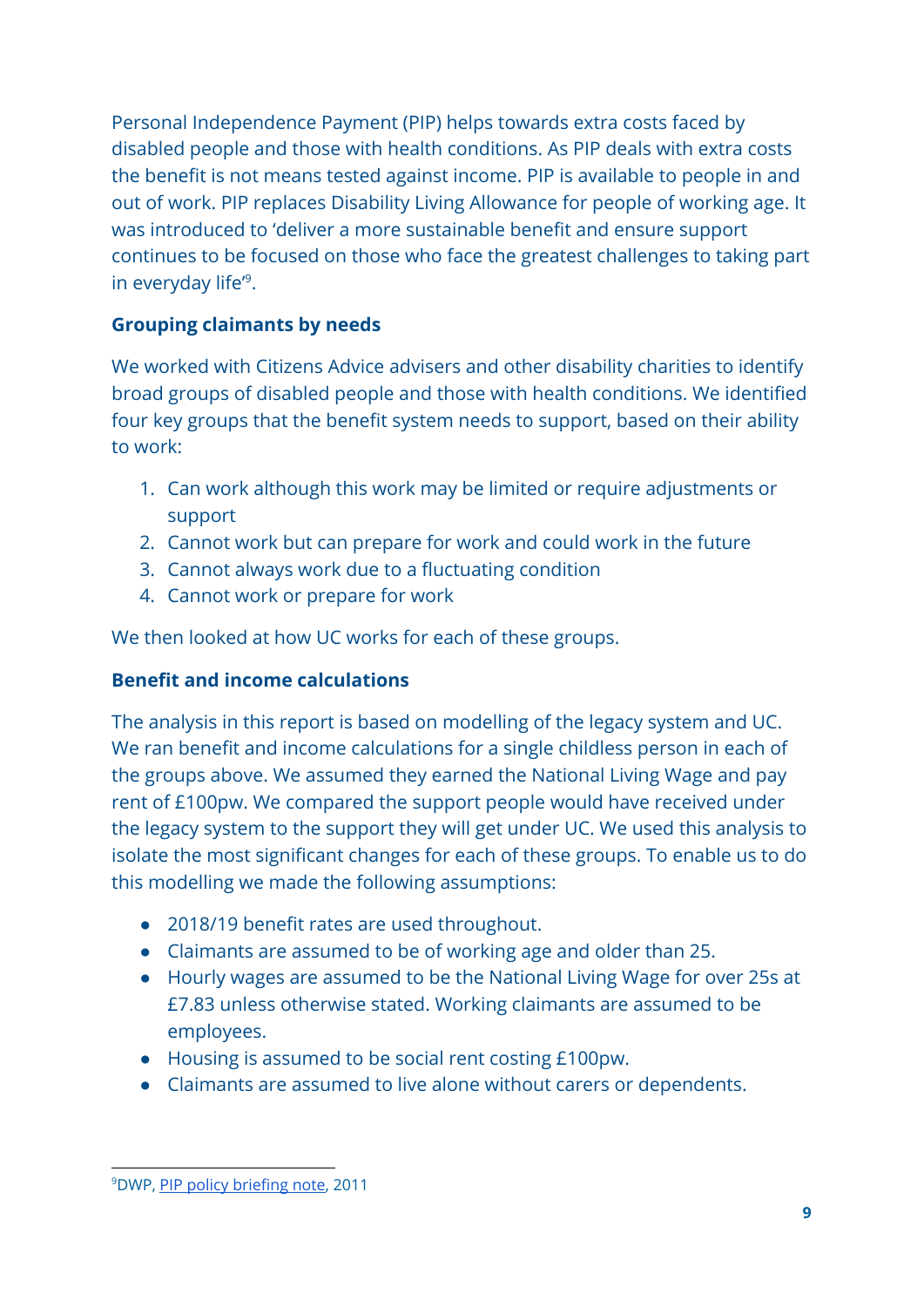Personal Independence Payment (PIP) helps towards extra costs faced by disabled people and those with health conditions. As PIP deals with extra costs the benefit is not means tested against income. PIP is available to people in and out of work. PIP replaces Disability Living Allowance for people of working age. It was introduced to 'deliver a more sustainable benefit and ensure support continues to be focused on those who face the greatest challenges to taking part in everyday life'[9].

### Grouping claimants by needs

We worked with Citizens Advice advisers and other disability charities to identify broad groups of disabled people and those with health conditions. We identified four key groups that the benefit system needs to support, based on their ability to work:

1. Can work although this work may be limited or require adjustments or support
2. Cannot work but can prepare for work and could work in the future
3. Cannot always work due to a fluctuating condition
4. Cannot work or prepare for work

We then looked at how UC works for each of these groups.

### Benefit and income calculations

The analysis in this report is based on modelling of the legacy system and UC. We ran benefit and income calculations for a single childless person in each of the groups above. We assumed they earned the National Living Wage and pay rent of £100pw. We compared the support people would have received under the legacy system to the support they will get under UC. We used this analysis to isolate the most significant changes for each of these groups. To enable us to do this modelling we made the following assumptions:

- 2018/19 benefit rates are used throughout.
- Claimants are assumed to be of working age and older than 25.
- Hourly wages are assumed to be the National Living Wage for over 25s at £7.83 unless otherwise stated. Working claimants are assumed to be employees.
- Housing is assumed to be social rent costing £100pw.
- Claimants are assumed to live alone without carers or dependents.

[9] DWP, PIP policy briefing note, 2011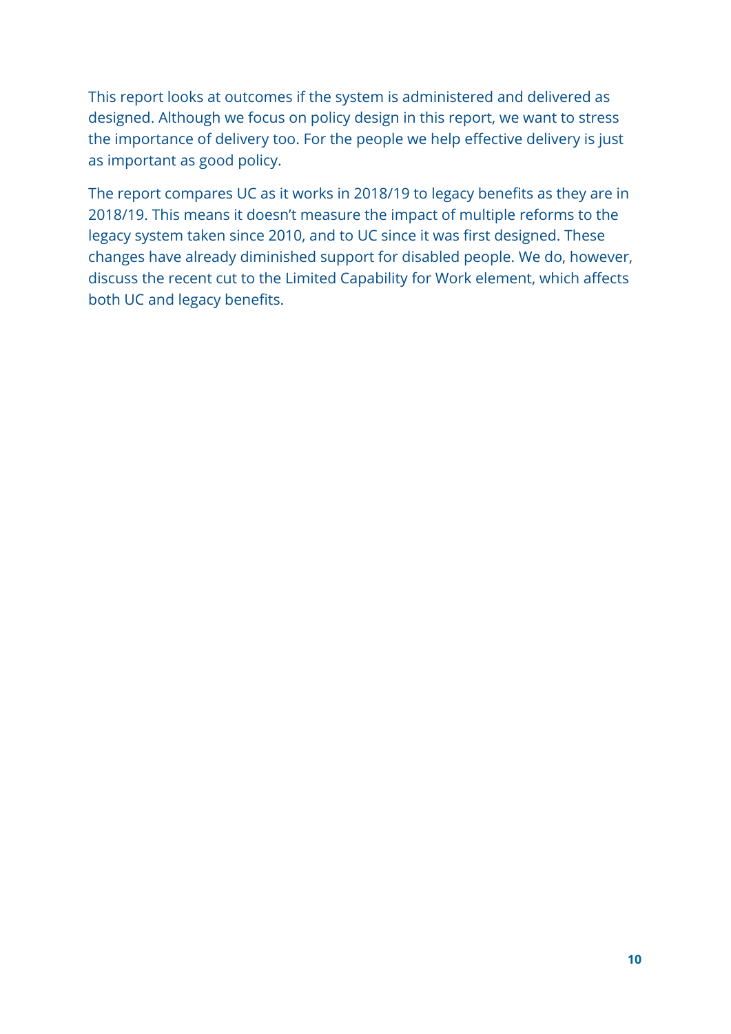This report looks at outcomes if the system is administered and delivered as designed. Although we focus on policy design in this report, we want to stress the importance of delivery too. For the people we help effective delivery is just as important as good policy.

The report compares UC as it works in 2018/19 to legacy benefits as they are in 2018/19. This means it doesn't measure the impact of multiple reforms to the legacy system taken since 2010, and to UC since it was first designed. These changes have already diminished support for disabled people. We do, however, discuss the recent cut to the Limited Capability for Work element, which affects both UC and legacy benefits.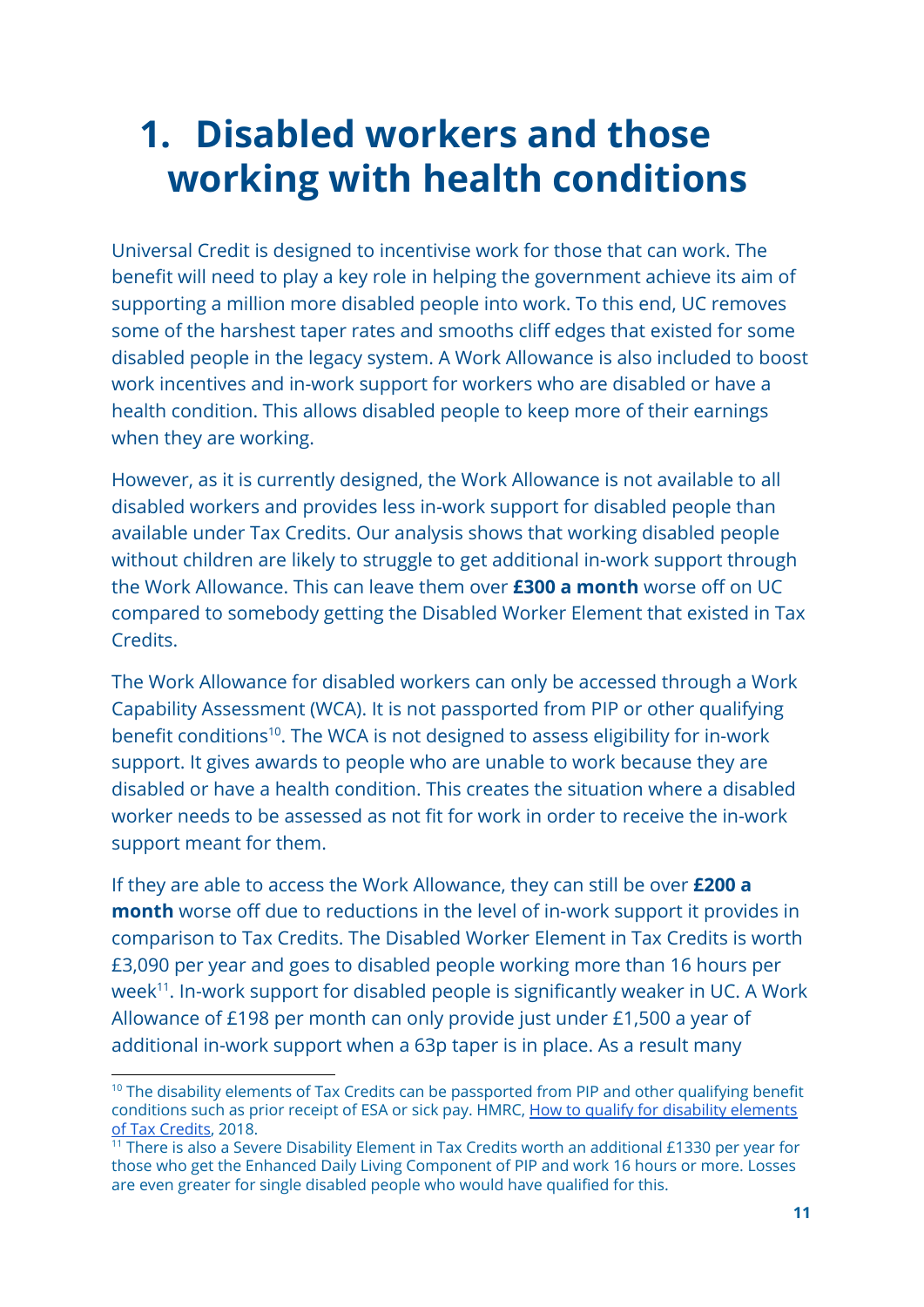# 1. Disabled workers and those working with health conditions

Universal Credit is designed to incentivise work for those that can work. The benefit will need to play a key role in helping the government achieve its aim of supporting a million more disabled people into work. To this end, UC removes some of the harshest taper rates and smooths cliff edges that existed for some disabled people in the legacy system. A Work Allowance is also included to boost work incentives and in-work support for workers who are disabled or have a health condition. This allows disabled people to keep more of their earnings when they are working.

However, as it is currently designed, the Work Allowance is not available to all disabled workers and provides less in-work support for disabled people than available under Tax Credits. Our analysis shows that working disabled people without children are likely to struggle to get additional in-work support through the Work Allowance. This can leave them over **£300 a month** worse off on UC compared to somebody getting the Disabled Worker Element that existed in Tax Credits.

The Work Allowance for disabled workers can only be accessed through a Work Capability Assessment (WCA). It is not passported from PIP or other qualifying benefit conditions[10]. The WCA is not designed to assess eligibility for in-work support. It gives awards to people who are unable to work because they are disabled or have a health condition. This creates the situation where a disabled worker needs to be assessed as not fit for work in order to receive the in-work support meant for them.

If they are able to access the Work Allowance, they can still be over **£200 a month** worse off due to reductions in the level of in-work support it provides in comparison to Tax Credits. The Disabled Worker Element in Tax Credits is worth £3,090 per year and goes to disabled people working more than 16 hours per week[11]. In-work support for disabled people is significantly weaker in UC. A Work Allowance of £198 per month can only provide just under £1,500 a year of additional in-work support when a 63p taper is in place. As a result many

---

[10] The disability elements of Tax Credits can be passported from PIP and other qualifying benefit conditions such as prior receipt of ESA or sick pay. HMRC, How to qualify for disability elements of Tax Credits, 2018.

[11] There is also a Severe Disability Element in Tax Credits worth an additional £1330 per year for those who get the Enhanced Daily Living Component of PIP and work 16 hours or more. Losses are even greater for single disabled people who would have qualified for this.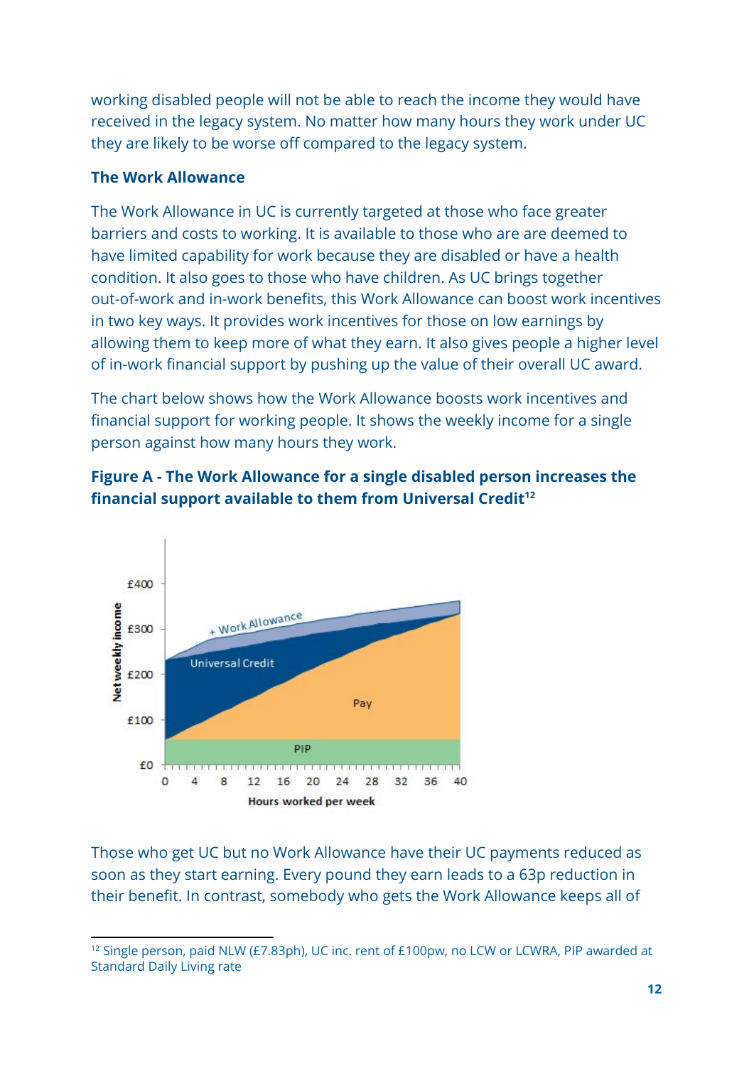working disabled people will not be able to reach the income they would have received in the legacy system. No matter how many hours they work under UC they are likely to be worse off compared to the legacy system.

### The Work Allowance

The Work Allowance in UC is currently targeted at those who face greater barriers and costs to working. It is available to those who are are deemed to have limited capability for work because they are disabled or have a health condition. It also goes to those who have children. As UC brings together out-of-work and in-work benefits, this Work Allowance can boost work incentives in two key ways. It provides work incentives for those on low earnings by allowing them to keep more of what they earn. It also gives people a higher level of in-work financial support by pushing up the value of their overall UC award.

The chart below shows how the Work Allowance boosts work incentives and financial support for working people. It shows the weekly income for a single person against how many hours they work.

**Figure A - The Work Allowance for a single disabled person increases the financial support available to them from Universal Credit[12]**

Those who get UC but no Work Allowance have their UC payments reduced as soon as they start earning. Every pound they earn leads to a 63p reduction in their benefit. In contrast, somebody who gets the Work Allowance keeps all of

---

[12] Single person, paid NLW (£7.83ph), UC inc. rent of £100pw, no LCW or LCWRA, PIP awarded at Standard Daily Living rate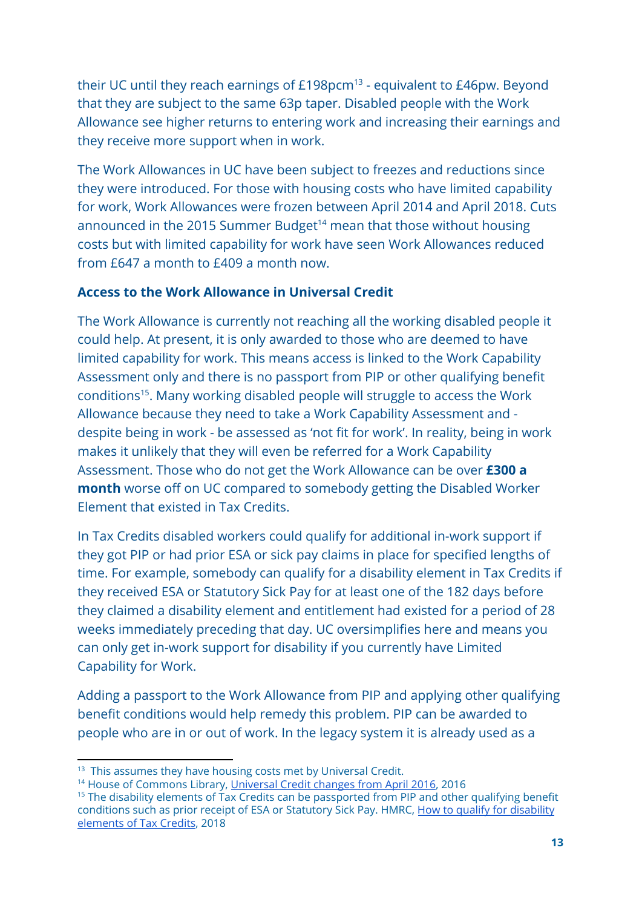their UC until they reach earnings of £198pcm[13] - equivalent to £46pw. Beyond that they are subject to the same 63p taper. Disabled people with the Work Allowance see higher returns to entering work and increasing their earnings and they receive more support when in work.

The Work Allowances in UC have been subject to freezes and reductions since they were introduced. For those with housing costs who have limited capability for work, Work Allowances were frozen between April 2014 and April 2018. Cuts announced in the 2015 Summer Budget[14] mean that those without housing costs but with limited capability for work have seen Work Allowances reduced from £647 a month to £409 a month now.

**Access to the Work Allowance in Universal Credit**

The Work Allowance is currently not reaching all the working disabled people it could help. At present, it is only awarded to those who are deemed to have limited capability for work. This means access is linked to the Work Capability Assessment only and there is no passport from PIP or other qualifying benefit conditions[15]. Many working disabled people will struggle to access the Work Allowance because they need to take a Work Capability Assessment and - despite being in work - be assessed as 'not fit for work'. In reality, being in work makes it unlikely that they will even be referred for a Work Capability Assessment. Those who do not get the Work Allowance can be over **£300 a month** worse off on UC compared to somebody getting the Disabled Worker Element that existed in Tax Credits.

In Tax Credits disabled workers could qualify for additional in-work support if they got PIP or had prior ESA or sick pay claims in place for specified lengths of time. For example, somebody can qualify for a disability element in Tax Credits if they received ESA or Statutory Sick Pay for at least one of the 182 days before they claimed a disability element and entitlement had existed for a period of 28 weeks immediately preceding that day. UC oversimplifies here and means you can only get in-work support for disability if you currently have Limited Capability for Work.

Adding a passport to the Work Allowance from PIP and applying other qualifying benefit conditions would help remedy this problem. PIP can be awarded to people who are in or out of work. In the legacy system it is already used as a

---

[13] This assumes they have housing costs met by Universal Credit.

[14] House of Commons Library, Universal Credit changes from April 2016, 2016

[15] The disability elements of Tax Credits can be passported from PIP and other qualifying benefit conditions such as prior receipt of ESA or Statutory Sick Pay. HMRC, How to qualify for disability elements of Tax Credits, 2018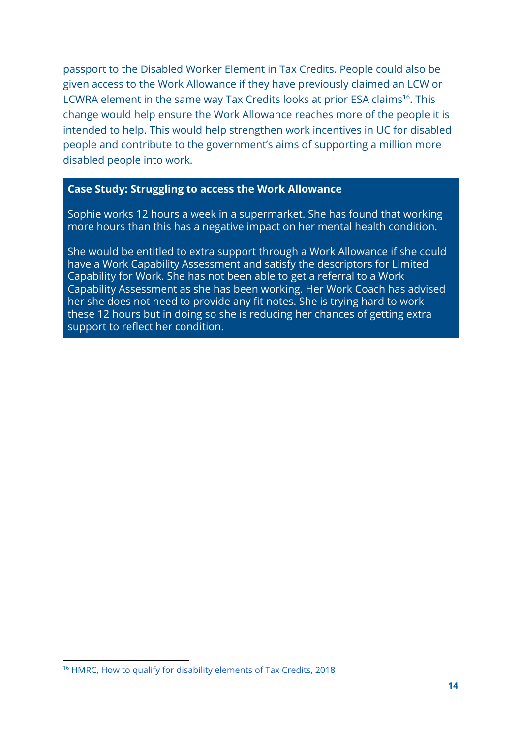passport to the Disabled Worker Element in Tax Credits. People could also be given access to the Work Allowance if they have previously claimed an LCW or LCWRA element in the same way Tax Credits looks at prior ESA claims[16]. This change would help ensure the Work Allowance reaches more of the people it is intended to help. This would help strengthen work incentives in UC for disabled people and contribute to the government's aims of supporting a million more disabled people into work.

**Case Study: Struggling to access the Work Allowance**

Sophie works 12 hours a week in a supermarket. She has found that working more hours than this has a negative impact on her mental health condition.

She would be entitled to extra support through a Work Allowance if she could have a Work Capability Assessment and satisfy the descriptors for Limited Capability for Work. She has not been able to get a referral to a Work Capability Assessment as she has been working. Her Work Coach has advised her she does not need to provide any fit notes. She is trying hard to work these 12 hours but in doing so she is reducing her chances of getting extra support to reflect her condition.

---

[16] HMRC, How to qualify for disability elements of Tax Credits, 2018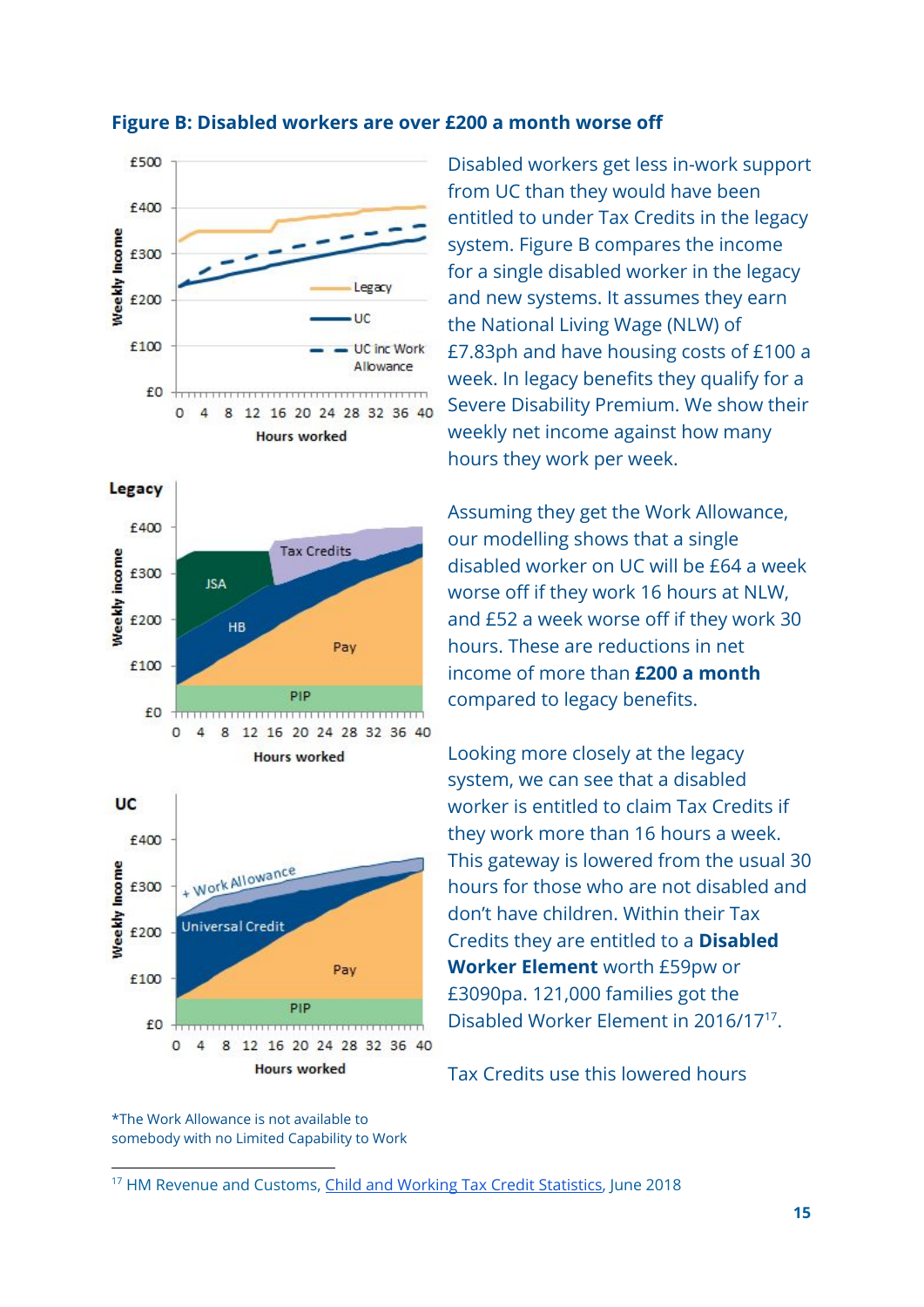**Figure B: Disabled workers are over £200 a month worse off**

Disabled workers get less in-work support from UC than they would have been entitled to under Tax Credits in the legacy system. Figure B compares the income for a single disabled worker in the legacy and new systems. It assumes they earn the National Living Wage (NLW) of £7.83ph and have housing costs of £100 a week. In legacy benefits they qualify for a Severe Disability Premium. We show their weekly net income against how many hours they work per week.

Assuming they get the Work Allowance, our modelling shows that a single disabled worker on UC will be £64 a week worse off if they work 16 hours at NLW, and £52 a week worse off if they work 30 hours. These are reductions in net income of more than **£200 a month** compared to legacy benefits.

Looking more closely at the legacy system, we can see that a disabled worker is entitled to claim Tax Credits if they work more than 16 hours a week. This gateway is lowered from the usual 30 hours for those who are not disabled and don't have children. Within their Tax Credits they are entitled to a **Disabled Worker Element** worth £59pw or £3090pa. 121,000 families got the Disabled Worker Element in 2016/17[17].

Tax Credits use this lowered hours

*The Work Allowance is not available to somebody with no Limited Capability to Work

[17] HM Revenue and Customs, Child and Working Tax Credit Statistics, June 2018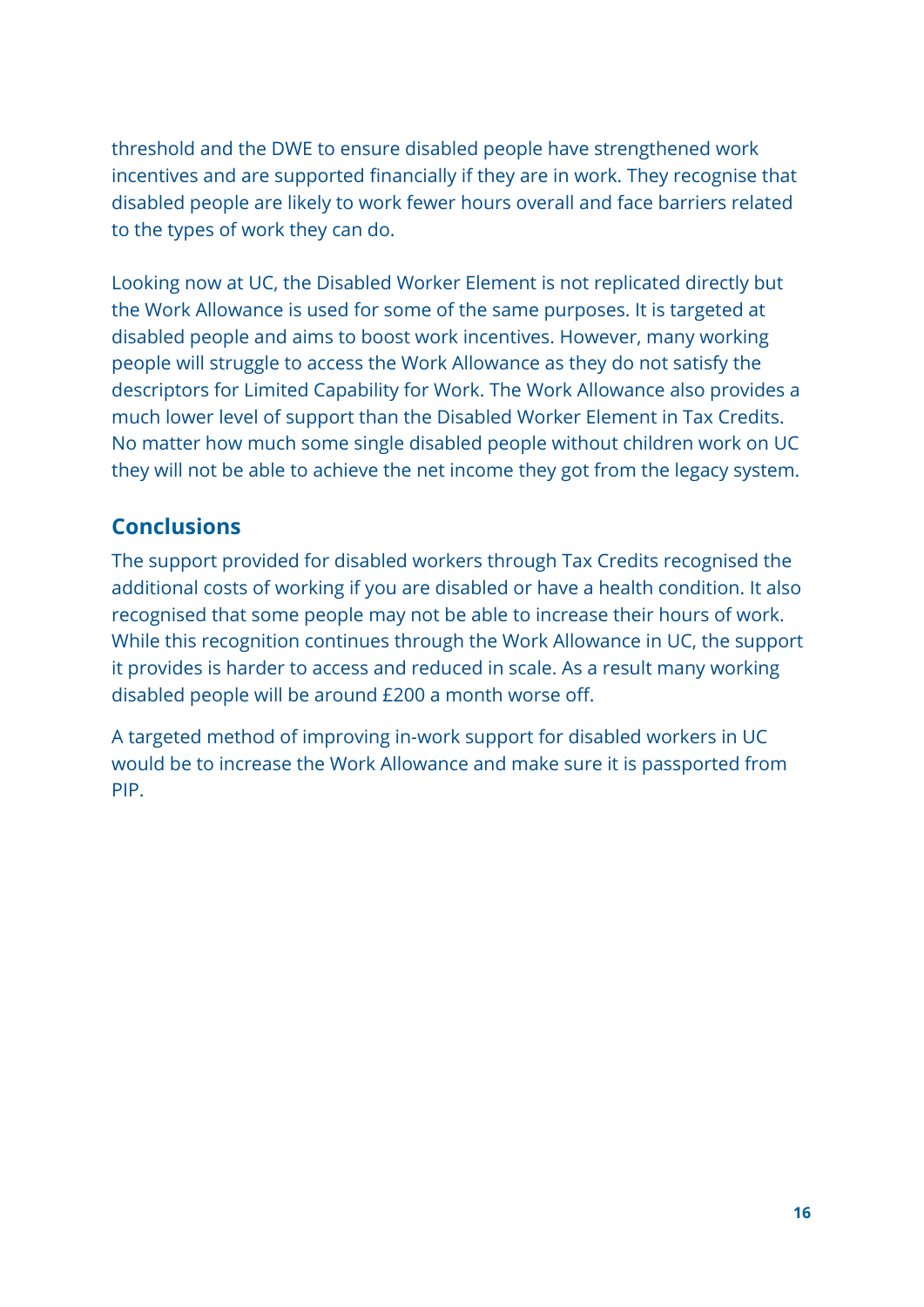threshold and the DWE to ensure disabled people have strengthened work incentives and are supported financially if they are in work. They recognise that disabled people are likely to work fewer hours overall and face barriers related to the types of work they can do.

Looking now at UC, the Disabled Worker Element is not replicated directly but the Work Allowance is used for some of the same purposes. It is targeted at disabled people and aims to boost work incentives. However, many working people will struggle to access the Work Allowance as they do not satisfy the descriptors for Limited Capability for Work. The Work Allowance also provides a much lower level of support than the Disabled Worker Element in Tax Credits. No matter how much some single disabled people without children work on UC they will not be able to achieve the net income they got from the legacy system.

## Conclusions

The support provided for disabled workers through Tax Credits recognised the additional costs of working if you are disabled or have a health condition. It also recognised that some people may not be able to increase their hours of work. While this recognition continues through the Work Allowance in UC, the support it provides is harder to access and reduced in scale. As a result many working disabled people will be around £200 a month worse off.

A targeted method of improving in-work support for disabled workers in UC would be to increase the Work Allowance and make sure it is passported from PIP.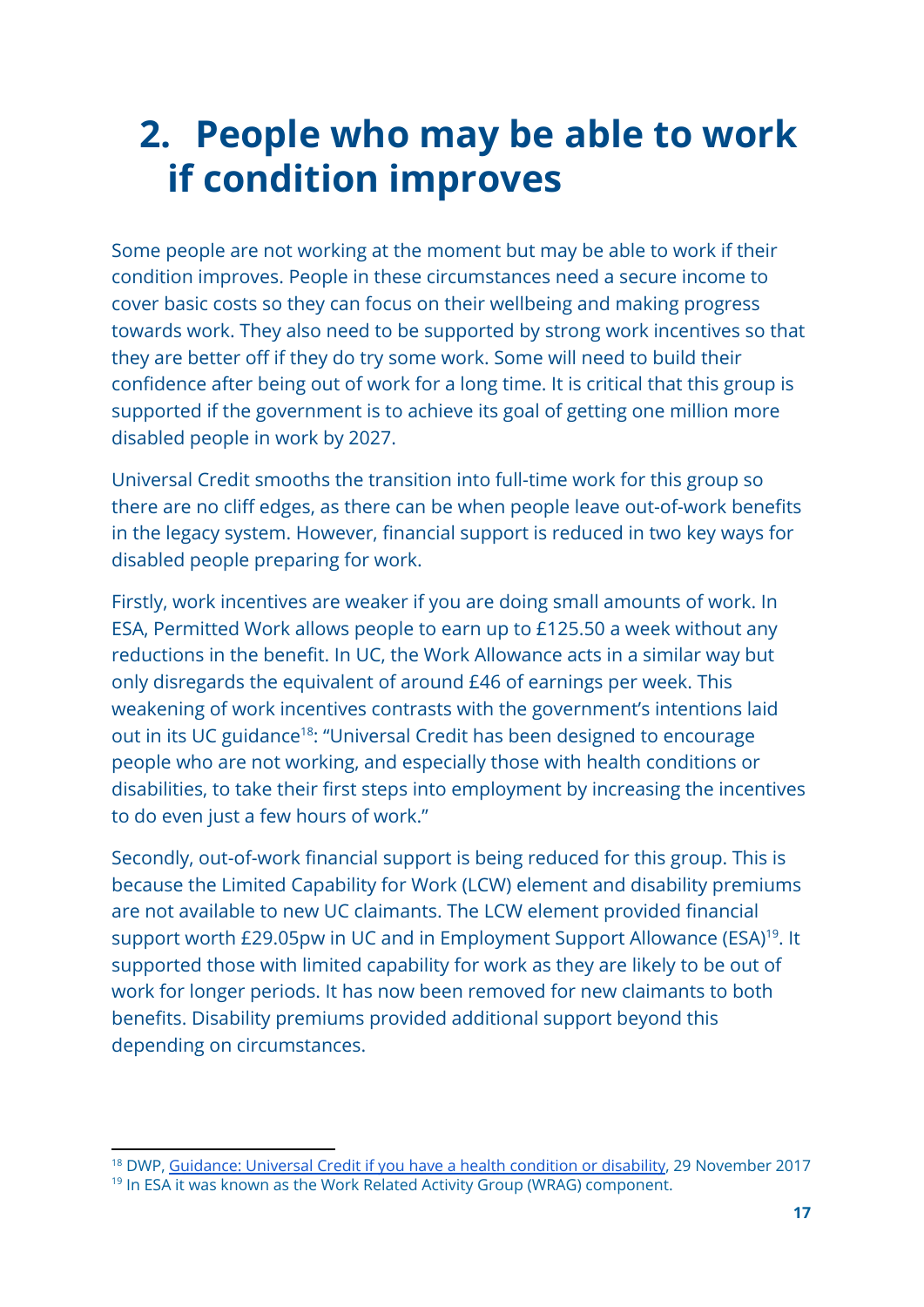# 2. People who may be able to work if condition improves

Some people are not working at the moment but may be able to work if their condition improves. People in these circumstances need a secure income to cover basic costs so they can focus on their wellbeing and making progress towards work. They also need to be supported by strong work incentives so that they are better off if they do try some work. Some will need to build their confidence after being out of work for a long time. It is critical that this group is supported if the government is to achieve its goal of getting one million more disabled people in work by 2027.

Universal Credit smooths the transition into full-time work for this group so there are no cliff edges, as there can be when people leave out-of-work benefits in the legacy system. However, financial support is reduced in two key ways for disabled people preparing for work.

Firstly, work incentives are weaker if you are doing small amounts of work. In ESA, Permitted Work allows people to earn up to £125.50 a week without any reductions in the benefit. In UC, the Work Allowance acts in a similar way but only disregards the equivalent of around £46 of earnings per week. This weakening of work incentives contrasts with the government's intentions laid out in its UC guidance[18]: "Universal Credit has been designed to encourage people who are not working, and especially those with health conditions or disabilities, to take their first steps into employment by increasing the incentives to do even just a few hours of work."

Secondly, out-of-work financial support is being reduced for this group. This is because the Limited Capability for Work (LCW) element and disability premiums are not available to new UC claimants. The LCW element provided financial support worth £29.05pw in UC and in Employment Support Allowance (ESA)[19]. It supported those with limited capability for work as they are likely to be out of work for longer periods. It has now been removed for new claimants to both benefits. Disability premiums provided additional support beyond this depending on circumstances.

---

[18] DWP, Guidance: Universal Credit if you have a health condition or disability, 29 November 2017

[19] In ESA it was known as the Work Related Activity Group (WRAG) component.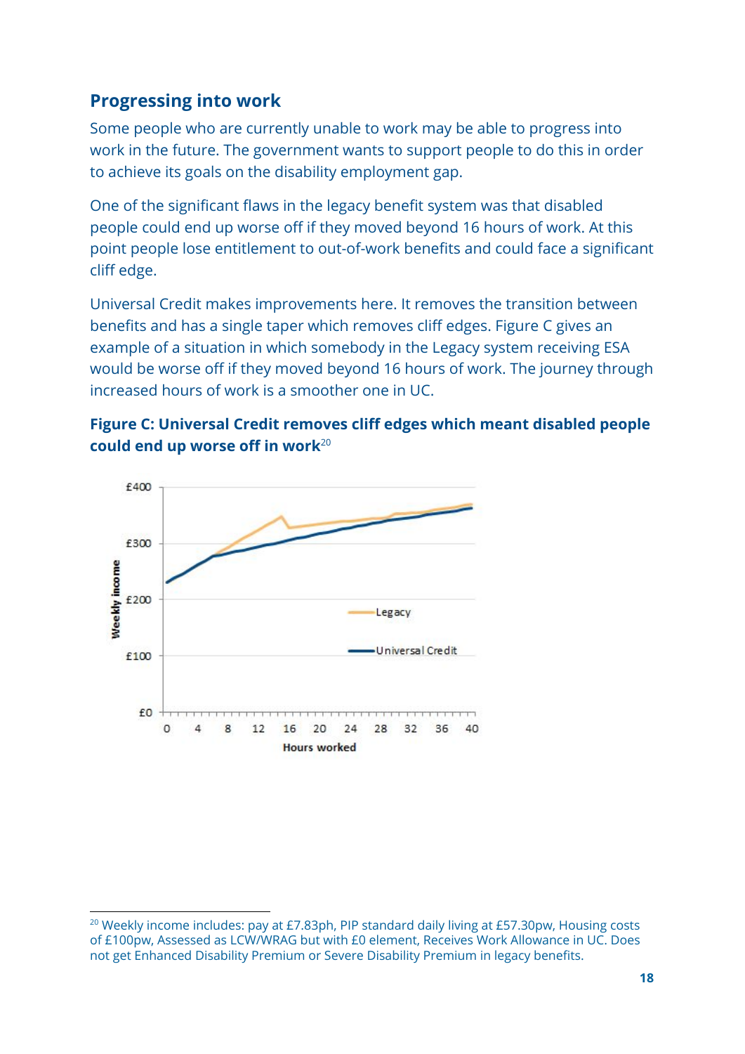## Progressing into work

Some people who are currently unable to work may be able to progress into work in the future. The government wants to support people to do this in order to achieve its goals on the disability employment gap.

One of the significant flaws in the legacy benefit system was that disabled people could end up worse off if they moved beyond 16 hours of work. At this point people lose entitlement to out-of-work benefits and could face a significant cliff edge.

Universal Credit makes improvements here. It removes the transition between benefits and has a single taper which removes cliff edges. Figure C gives an example of a situation in which somebody in the Legacy system receiving ESA would be worse off if they moved beyond 16 hours of work. The journey through increased hours of work is a smoother one in UC.

**Figure C: Universal Credit removes cliff edges which meant disabled people could end up worse off in work**[20]

[20] Weekly income includes: pay at £7.83ph, PIP standard daily living at £57.30pw, Housing costs of £100pw, Assessed as LCW/WRAG but with £0 element, Receives Work Allowance in UC. Does not get Enhanced Disability Premium or Severe Disability Premium in legacy benefits.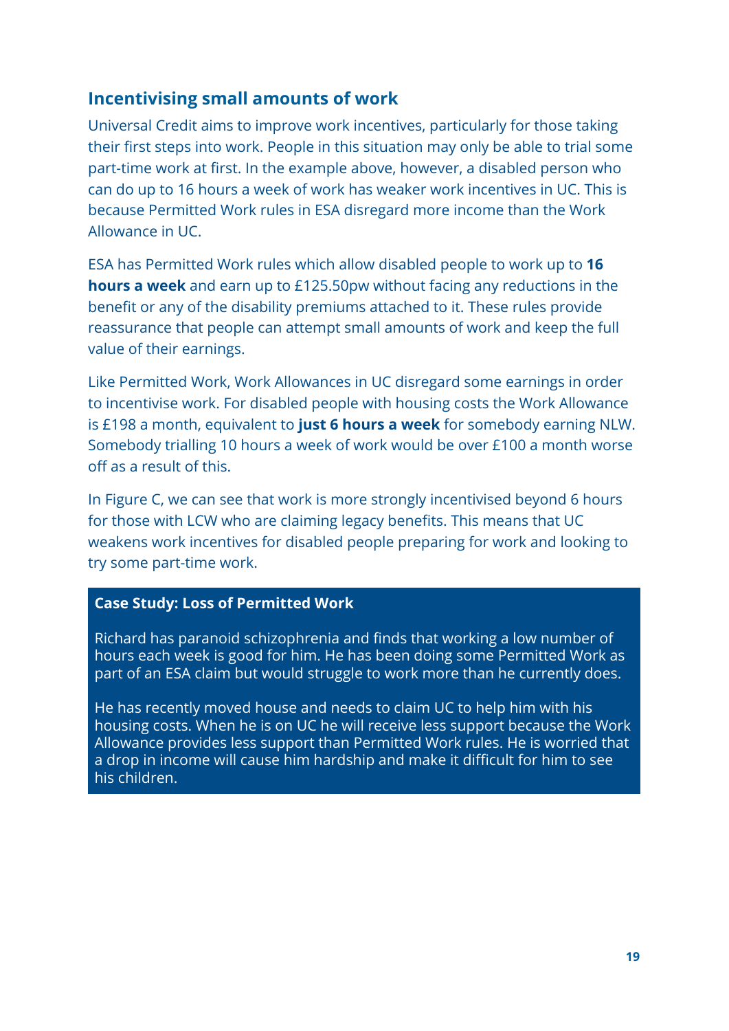## Incentivising small amounts of work

Universal Credit aims to improve work incentives, particularly for those taking their first steps into work. People in this situation may only be able to trial some part-time work at first. In the example above, however, a disabled person who can do up to 16 hours a week of work has weaker work incentives in UC. This is because Permitted Work rules in ESA disregard more income than the Work Allowance in UC.

ESA has Permitted Work rules which allow disabled people to work up to **16 hours a week** and earn up to £125.50pw without facing any reductions in the benefit or any of the disability premiums attached to it. These rules provide reassurance that people can attempt small amounts of work and keep the full value of their earnings.

Like Permitted Work, Work Allowances in UC disregard some earnings in order to incentivise work. For disabled people with housing costs the Work Allowance is £198 a month, equivalent to **just 6 hours a week** for somebody earning NLW. Somebody trialling 10 hours a week of work would be over £100 a month worse off as a result of this.

In Figure C, we can see that work is more strongly incentivised beyond 6 hours for those with LCW who are claiming legacy benefits. This means that UC weakens work incentives for disabled people preparing for work and looking to try some part-time work.

**Case Study: Loss of Permitted Work**

Richard has paranoid schizophrenia and finds that working a low number of hours each week is good for him. He has been doing some Permitted Work as part of an ESA claim but would struggle to work more than he currently does.

He has recently moved house and needs to claim UC to help him with his housing costs. When he is on UC he will receive less support because the Work Allowance provides less support than Permitted Work rules. He is worried that a drop in income will cause him hardship and make it difficult for him to see his children.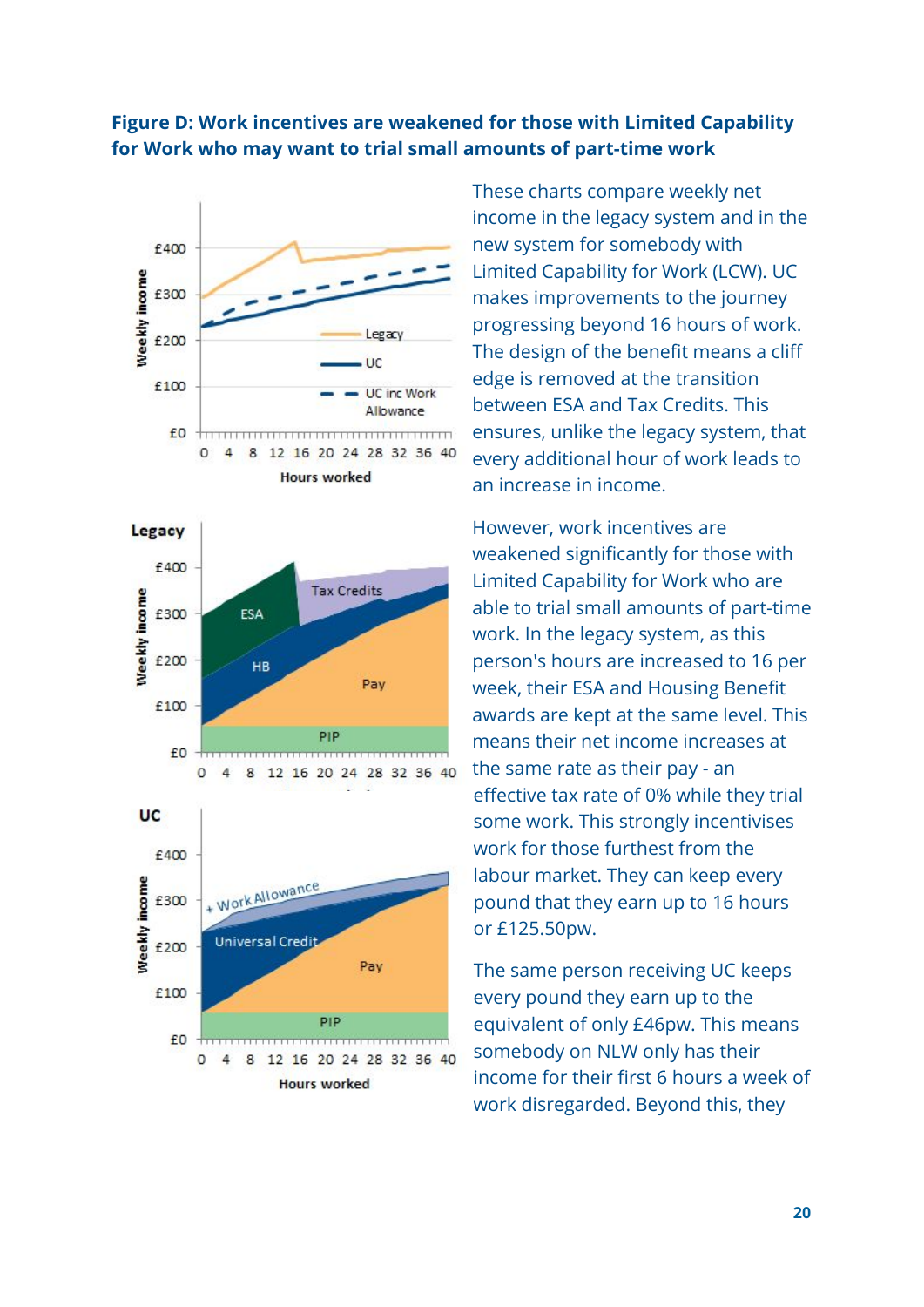**Figure D: Work incentives are weakened for those with Limited Capability for Work who may want to trial small amounts of part-time work**

These charts compare weekly net income in the legacy system and in the new system for somebody with Limited Capability for Work (LCW). UC makes improvements to the journey progressing beyond 16 hours of work. The design of the benefit means a cliff edge is removed at the transition between ESA and Tax Credits. This ensures, unlike the legacy system, that every additional hour of work leads to an increase in income.

However, work incentives are weakened significantly for those with Limited Capability for Work who are able to trial small amounts of part-time work. In the legacy system, as this person's hours are increased to 16 per week, their ESA and Housing Benefit awards are kept at the same level. This means their net income increases at the same rate as their pay - an effective tax rate of 0% while they trial some work. This strongly incentivises work for those furthest from the labour market. They can keep every pound that they earn up to 16 hours or £125.50pw.

The same person receiving UC keeps every pound they earn up to the equivalent of only £46pw. This means somebody on NLW only has their income for their first 6 hours a week of work disregarded. Beyond this, they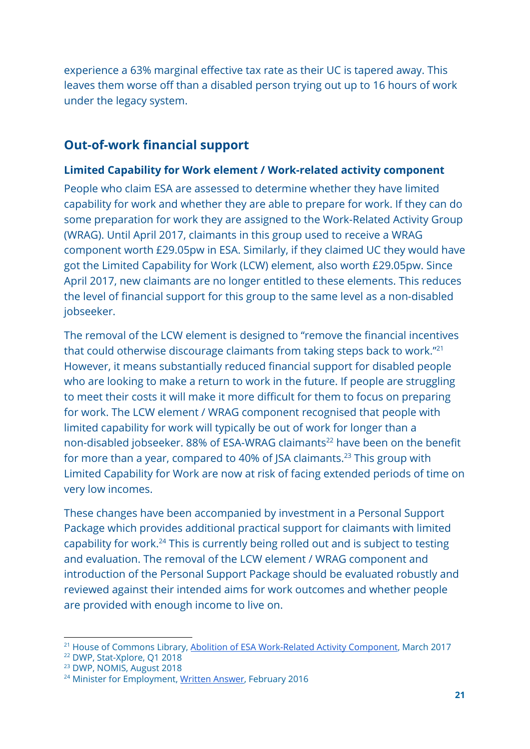experience a 63% marginal effective tax rate as their UC is tapered away. This leaves them worse off than a disabled person trying out up to 16 hours of work under the legacy system.

## Out-of-work financial support

### Limited Capability for Work element / Work-related activity component

People who claim ESA are assessed to determine whether they have limited capability for work and whether they are able to prepare for work. If they can do some preparation for work they are assigned to the Work-Related Activity Group (WRAG). Until April 2017, claimants in this group used to receive a WRAG component worth £29.05pw in ESA. Similarly, if they claimed UC they would have got the Limited Capability for Work (LCW) element, also worth £29.05pw. Since April 2017, new claimants are no longer entitled to these elements. This reduces the level of financial support for this group to the same level as a non-disabled jobseeker.

The removal of the LCW element is designed to "remove the financial incentives that could otherwise discourage claimants from taking steps back to work."[21] However, it means substantially reduced financial support for disabled people who are looking to make a return to work in the future. If people are struggling to meet their costs it will make it more difficult for them to focus on preparing for work. The LCW element / WRAG component recognised that people with limited capability for work will typically be out of work for longer than a non-disabled jobseeker. 88% of ESA-WRAG claimants[22] have been on the benefit for more than a year, compared to 40% of JSA claimants.[23] This group with Limited Capability for Work are now at risk of facing extended periods of time on very low incomes.

These changes have been accompanied by investment in a Personal Support Package which provides additional practical support for claimants with limited capability for work.[24] This is currently being rolled out and is subject to testing and evaluation. The removal of the LCW element / WRAG component and introduction of the Personal Support Package should be evaluated robustly and reviewed against their intended aims for work outcomes and whether people are provided with enough income to live on.

---

[21] House of Commons Library, Abolition of ESA Work-Related Activity Component, March 2017

[22] DWP, Stat-Xplore, Q1 2018

[23] DWP, NOMIS, August 2018

[24] Minister for Employment, Written Answer, February 2016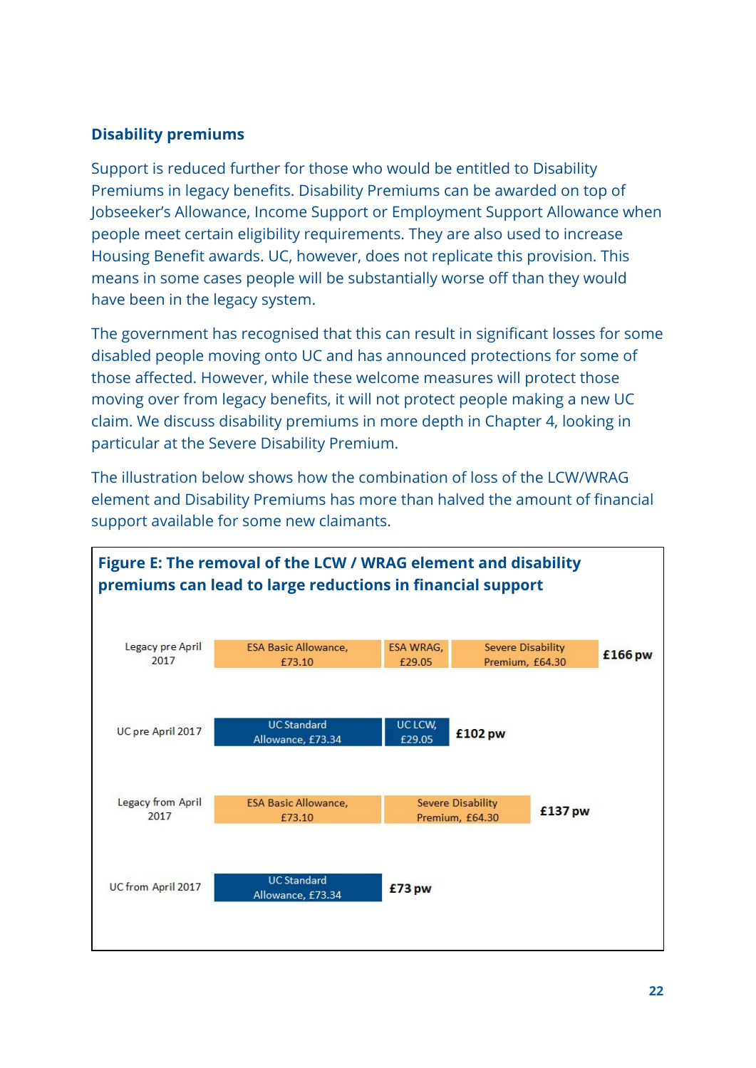### Disability premiums

Support is reduced further for those who would be entitled to Disability Premiums in legacy benefits. Disability Premiums can be awarded on top of Jobseeker's Allowance, Income Support or Employment Support Allowance when people meet certain eligibility requirements. They are also used to increase Housing Benefit awards. UC, however, does not replicate this provision. This means in some cases people will be substantially worse off than they would have been in the legacy system.

The government has recognised that this can result in significant losses for some disabled people moving onto UC and has announced protections for some of those affected. However, while these welcome measures will protect those moving over from legacy benefits, it will not protect people making a new UC claim. We discuss disability premiums in more depth in Chapter 4, looking in particular at the Severe Disability Premium.

The illustration below shows how the combination of loss of the LCW/WRAG element and Disability Premiums has more than halved the amount of financial support available for some new claimants.

**Figure E: The removal of the LCW / WRAG element and disability premiums can lead to large reductions in financial support**

| | Components | | | Total |
|---|---|---|---|---|
| Legacy pre April 2017 | ESA Basic Allowance, £73.10 | ESA WRAG, £29.05 | Severe Disability Premium, £64.30 | £166 pw |
| UC pre April 2017 | UC Standard Allowance, £73.34 | UC LCW, £29.05 | | £102 pw |
| Legacy from April 2017 | ESA Basic Allowance, £73.10 | Severe Disability Premium, £64.30 | | £137 pw |
| UC from April 2017 | UC Standard Allowance, £73.34 | | | £73 pw |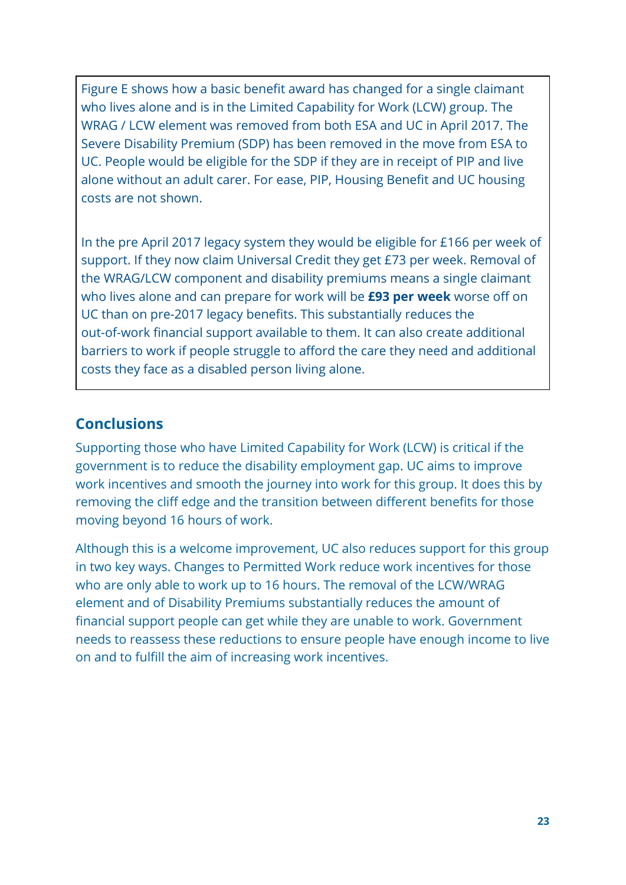Figure E shows how a basic benefit award has changed for a single claimant who lives alone and is in the Limited Capability for Work (LCW) group. The WRAG / LCW element was removed from both ESA and UC in April 2017. The Severe Disability Premium (SDP) has been removed in the move from ESA to UC. People would be eligible for the SDP if they are in receipt of PIP and live alone without an adult carer. For ease, PIP, Housing Benefit and UC housing costs are not shown.

In the pre April 2017 legacy system they would be eligible for £166 per week of support. If they now claim Universal Credit they get £73 per week. Removal of the WRAG/LCW component and disability premiums means a single claimant who lives alone and can prepare for work will be **£93 per week** worse off on UC than on pre-2017 legacy benefits. This substantially reduces the out-of-work financial support available to them. It can also create additional barriers to work if people struggle to afford the care they need and additional costs they face as a disabled person living alone.

## Conclusions

Supporting those who have Limited Capability for Work (LCW) is critical if the government is to reduce the disability employment gap. UC aims to improve work incentives and smooth the journey into work for this group. It does this by removing the cliff edge and the transition between different benefits for those moving beyond 16 hours of work.

Although this is a welcome improvement, UC also reduces support for this group in two key ways. Changes to Permitted Work reduce work incentives for those who are only able to work up to 16 hours. The removal of the LCW/WRAG element and of Disability Premiums substantially reduces the amount of financial support people can get while they are unable to work. Government needs to reassess these reductions to ensure people have enough income to live on and to fulfill the aim of increasing work incentives.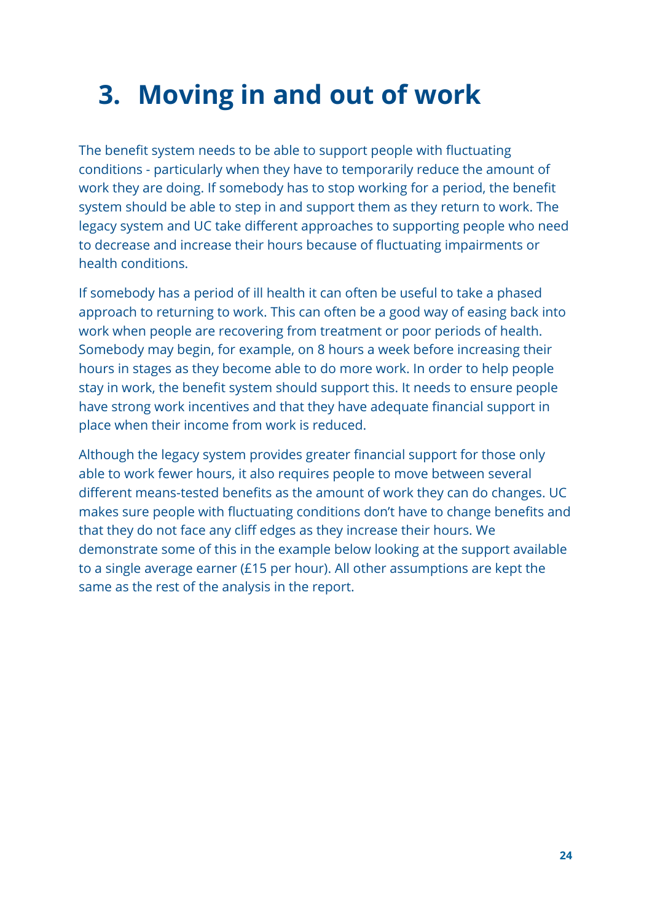# 3. Moving in and out of work

The benefit system needs to be able to support people with fluctuating conditions - particularly when they have to temporarily reduce the amount of work they are doing. If somebody has to stop working for a period, the benefit system should be able to step in and support them as they return to work. The legacy system and UC take different approaches to supporting people who need to decrease and increase their hours because of fluctuating impairments or health conditions.

If somebody has a period of ill health it can often be useful to take a phased approach to returning to work. This can often be a good way of easing back into work when people are recovering from treatment or poor periods of health. Somebody may begin, for example, on 8 hours a week before increasing their hours in stages as they become able to do more work. In order to help people stay in work, the benefit system should support this. It needs to ensure people have strong work incentives and that they have adequate financial support in place when their income from work is reduced.

Although the legacy system provides greater financial support for those only able to work fewer hours, it also requires people to move between several different means-tested benefits as the amount of work they can do changes. UC makes sure people with fluctuating conditions don't have to change benefits and that they do not face any cliff edges as they increase their hours. We demonstrate some of this in the example below looking at the support available to a single average earner (£15 per hour). All other assumptions are kept the same as the rest of the analysis in the report.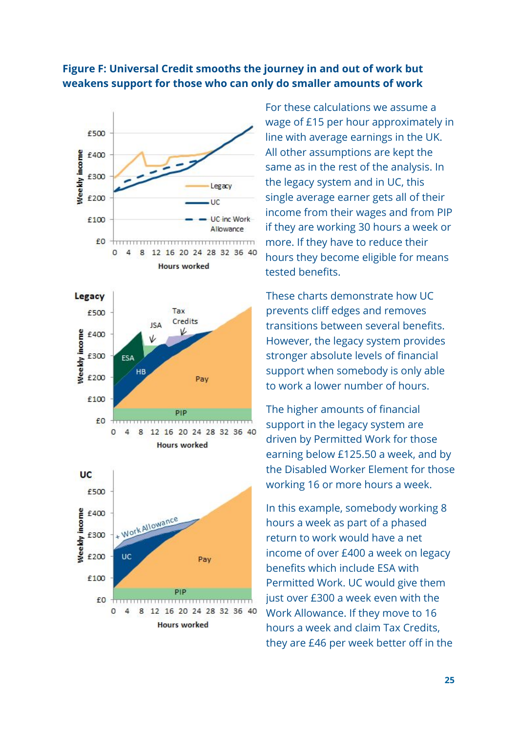**Figure F: Universal Credit smooths the journey in and out of work but weakens support for those who can only do smaller amounts of work**

For these calculations we assume a wage of £15 per hour approximately in line with average earnings in the UK. All other assumptions are kept the same as in the rest of the analysis. In the legacy system and in UC, this single average earner gets all of their income from their wages and from PIP if they are working 30 hours a week or more. If they have to reduce their hours they become eligible for means tested benefits.

These charts demonstrate how UC prevents cliff edges and removes transitions between several benefits. However, the legacy system provides stronger absolute levels of financial support when somebody is only able to work a lower number of hours.

The higher amounts of financial support in the legacy system are driven by Permitted Work for those earning below £125.50 a week, and by the Disabled Worker Element for those working 16 or more hours a week.

In this example, somebody working 8 hours a week as part of a phased return to work would have a net income of over £400 a week on legacy benefits which include ESA with Permitted Work. UC would give them just over £300 a week even with the Work Allowance. If they move to 16 hours a week and claim Tax Credits, they are £46 per week better off in the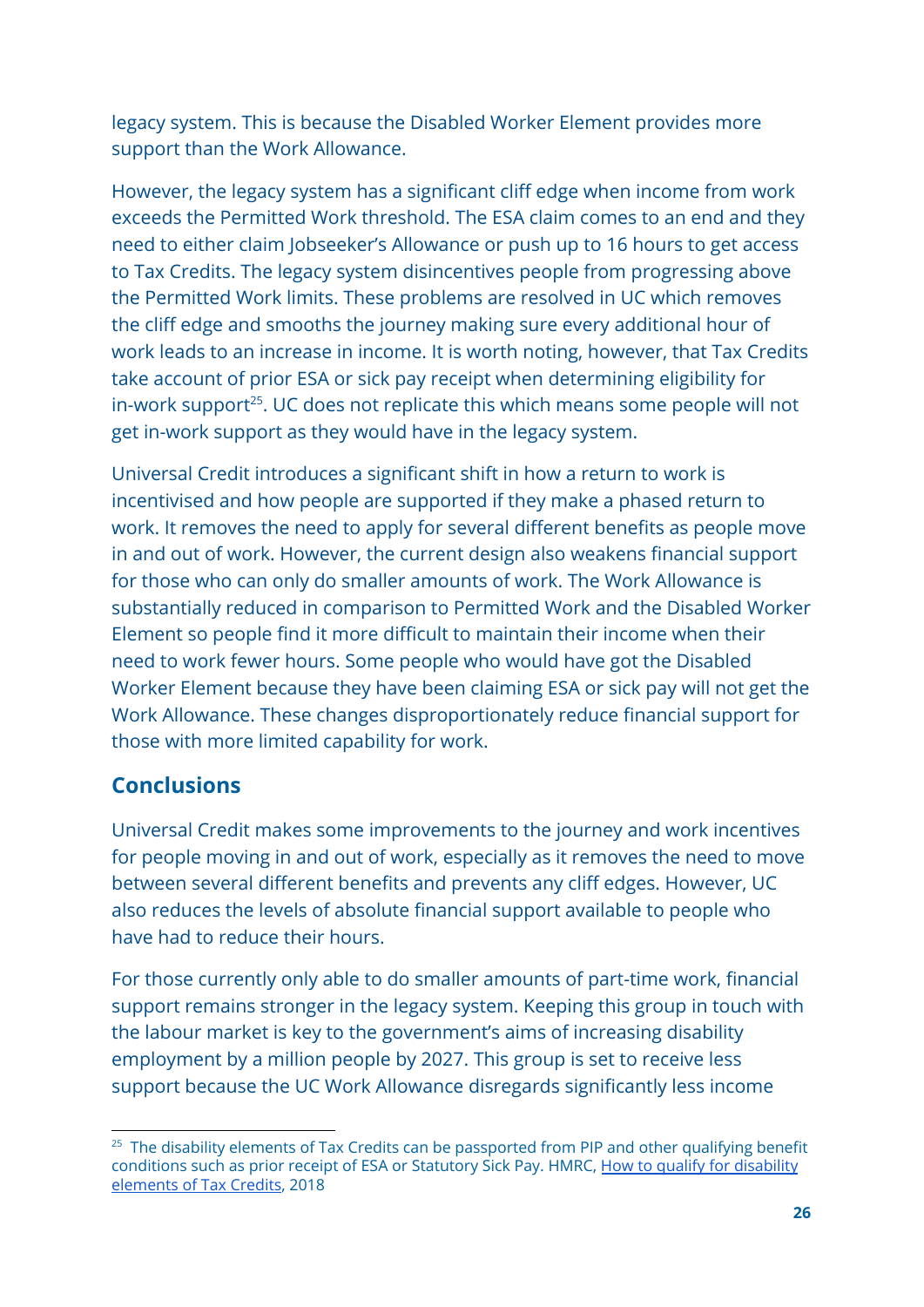legacy system. This is because the Disabled Worker Element provides more support than the Work Allowance.

However, the legacy system has a significant cliff edge when income from work exceeds the Permitted Work threshold. The ESA claim comes to an end and they need to either claim Jobseeker's Allowance or push up to 16 hours to get access to Tax Credits. The legacy system disincentives people from progressing above the Permitted Work limits. These problems are resolved in UC which removes the cliff edge and smooths the journey making sure every additional hour of work leads to an increase in income. It is worth noting, however, that Tax Credits take account of prior ESA or sick pay receipt when determining eligibility for in-work support[25]. UC does not replicate this which means some people will not get in-work support as they would have in the legacy system.

Universal Credit introduces a significant shift in how a return to work is incentivised and how people are supported if they make a phased return to work. It removes the need to apply for several different benefits as people move in and out of work. However, the current design also weakens financial support for those who can only do smaller amounts of work. The Work Allowance is substantially reduced in comparison to Permitted Work and the Disabled Worker Element so people find it more difficult to maintain their income when their need to work fewer hours. Some people who would have got the Disabled Worker Element because they have been claiming ESA or sick pay will not get the Work Allowance. These changes disproportionately reduce financial support for those with more limited capability for work.

## Conclusions

Universal Credit makes some improvements to the journey and work incentives for people moving in and out of work, especially as it removes the need to move between several different benefits and prevents any cliff edges. However, UC also reduces the levels of absolute financial support available to people who have had to reduce their hours.

For those currently only able to do smaller amounts of part-time work, financial support remains stronger in the legacy system. Keeping this group in touch with the labour market is key to the government's aims of increasing disability employment by a million people by 2027. This group is set to receive less support because the UC Work Allowance disregards significantly less income

[25] The disability elements of Tax Credits can be passported from PIP and other qualifying benefit conditions such as prior receipt of ESA or Statutory Sick Pay. HMRC, How to qualify for disability elements of Tax Credits, 2018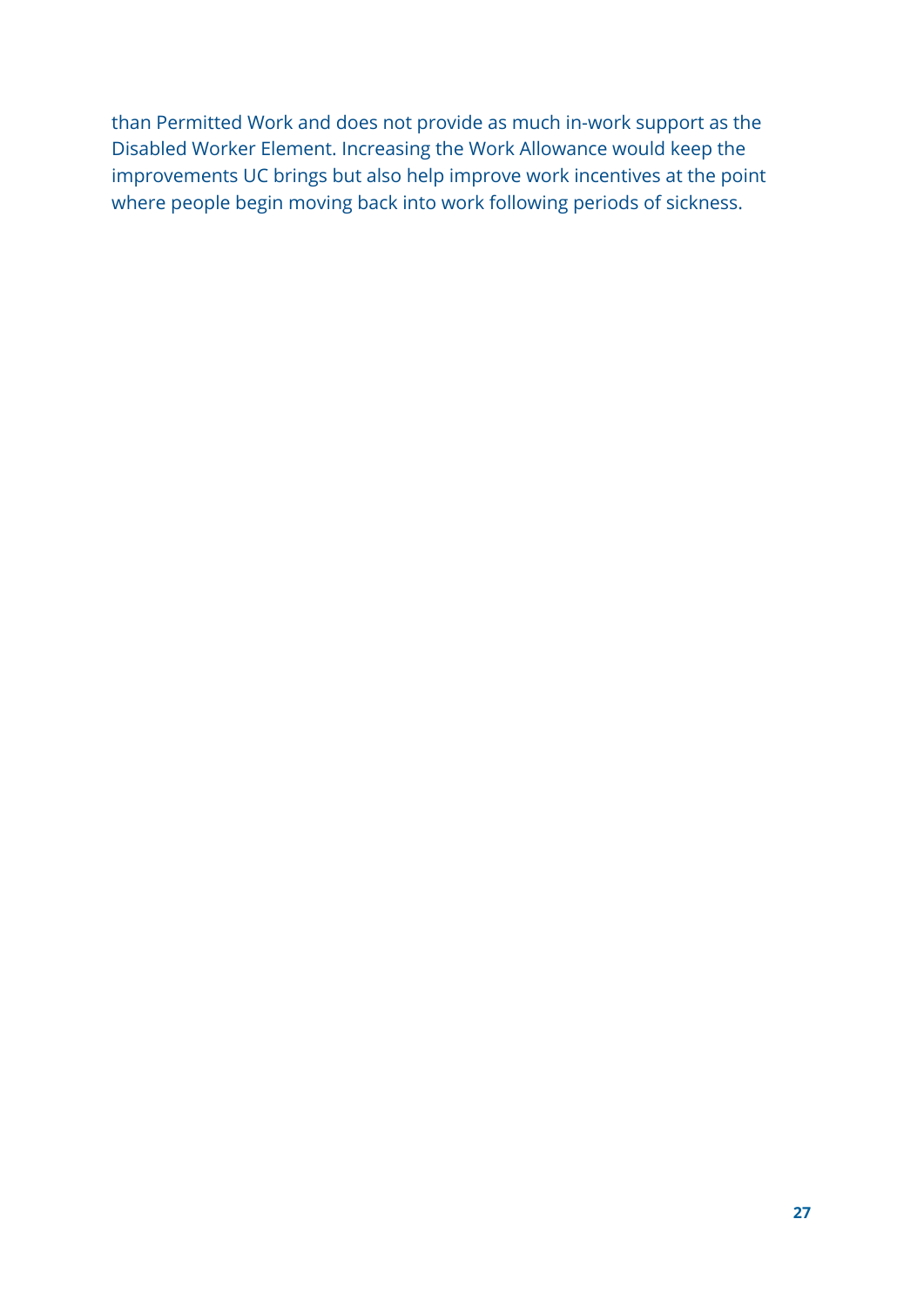than Permitted Work and does not provide as much in-work support as the Disabled Worker Element. Increasing the Work Allowance would keep the improvements UC brings but also help improve work incentives at the point where people begin moving back into work following periods of sickness.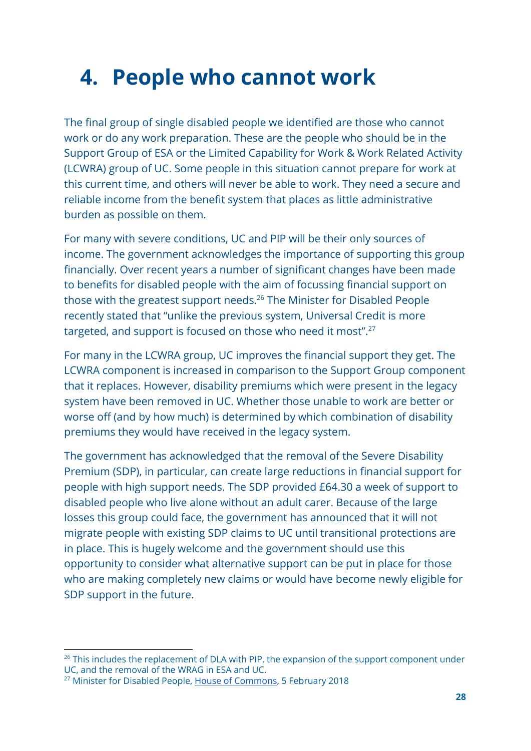# 4. People who cannot work

The final group of single disabled people we identified are those who cannot work or do any work preparation. These are the people who should be in the Support Group of ESA or the Limited Capability for Work & Work Related Activity (LCWRA) group of UC. Some people in this situation cannot prepare for work at this current time, and others will never be able to work. They need a secure and reliable income from the benefit system that places as little administrative burden as possible on them.

For many with severe conditions, UC and PIP will be their only sources of income. The government acknowledges the importance of supporting this group financially. Over recent years a number of significant changes have been made to benefits for disabled people with the aim of focussing financial support on those with the greatest support needs.[26] The Minister for Disabled People recently stated that "unlike the previous system, Universal Credit is more targeted, and support is focused on those who need it most".[27]

For many in the LCWRA group, UC improves the financial support they get. The LCWRA component is increased in comparison to the Support Group component that it replaces. However, disability premiums which were present in the legacy system have been removed in UC. Whether those unable to work are better or worse off (and by how much) is determined by which combination of disability premiums they would have received in the legacy system.

The government has acknowledged that the removal of the Severe Disability Premium (SDP), in particular, can create large reductions in financial support for people with high support needs. The SDP provided £64.30 a week of support to disabled people who live alone without an adult carer. Because of the large losses this group could face, the government has announced that it will not migrate people with existing SDP claims to UC until transitional protections are in place. This is hugely welcome and the government should use this opportunity to consider what alternative support can be put in place for those who are making completely new claims or would have become newly eligible for SDP support in the future.

---

[26] This includes the replacement of DLA with PIP, the expansion of the support component under UC, and the removal of the WRAG in ESA and UC.

[27] Minister for Disabled People, House of Commons, 5 February 2018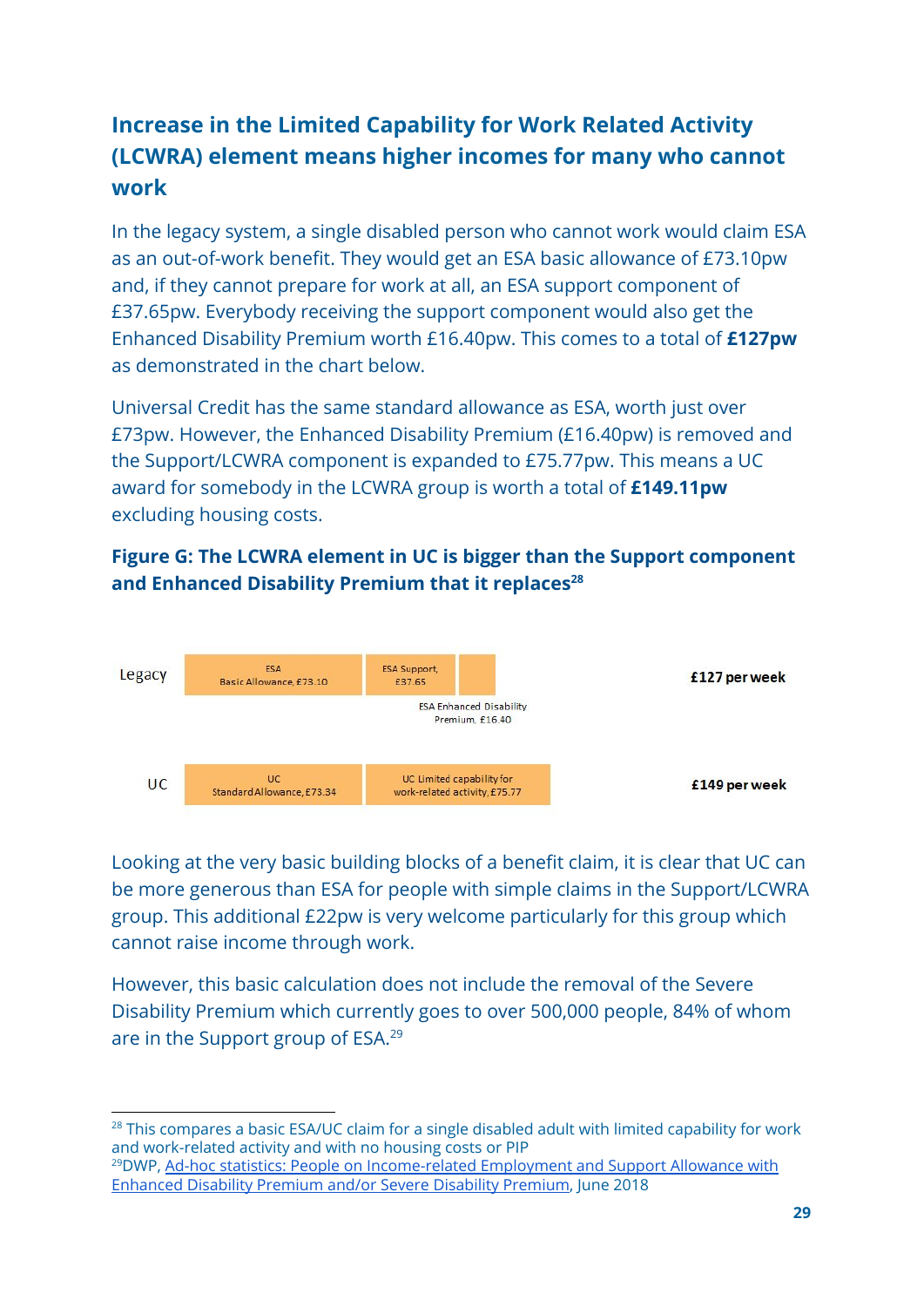## Increase in the Limited Capability for Work Related Activity (LCWRA) element means higher incomes for many who cannot work

In the legacy system, a single disabled person who cannot work would claim ESA as an out-of-work benefit. They would get an ESA basic allowance of £73.10pw and, if they cannot prepare for work at all, an ESA support component of £37.65pw. Everybody receiving the support component would also get the Enhanced Disability Premium worth £16.40pw. This comes to a total of **£127pw** as demonstrated in the chart below.

Universal Credit has the same standard allowance as ESA, worth just over £73pw. However, the Enhanced Disability Premium (£16.40pw) is removed and the Support/LCWRA component is expanded to £75.77pw. This means a UC award for somebody in the LCWRA group is worth a total of **£149.11pw** excluding housing costs.

**Figure G: The LCWRA element in UC is bigger than the Support component and Enhanced Disability Premium that it replaces**[28]

| | | | | Total |
|---|---|---|---|---|
| Legacy | ESA Basic Allowance, £73.10 | ESA Support, £37.65 | ESA Enhanced Disability Premium, £16.40 | **£127 per week** |
| UC | UC Standard Allowance, £73.34 | UC Limited capability for work-related activity, £75.77 | | **£149 per week** |

Looking at the very basic building blocks of a benefit claim, it is clear that UC can be more generous than ESA for people with simple claims in the Support/LCWRA group. This additional £22pw is very welcome particularly for this group which cannot raise income through work.

However, this basic calculation does not include the removal of the Severe Disability Premium which currently goes to over 500,000 people, 84% of whom are in the Support group of ESA.[29]

---

[28] This compares a basic ESA/UC claim for a single disabled adult with limited capability for work and work-related activity and with no housing costs or PIP

[29] DWP, Ad-hoc statistics: People on Income-related Employment and Support Allowance with Enhanced Disability Premium and/or Severe Disability Premium, June 2018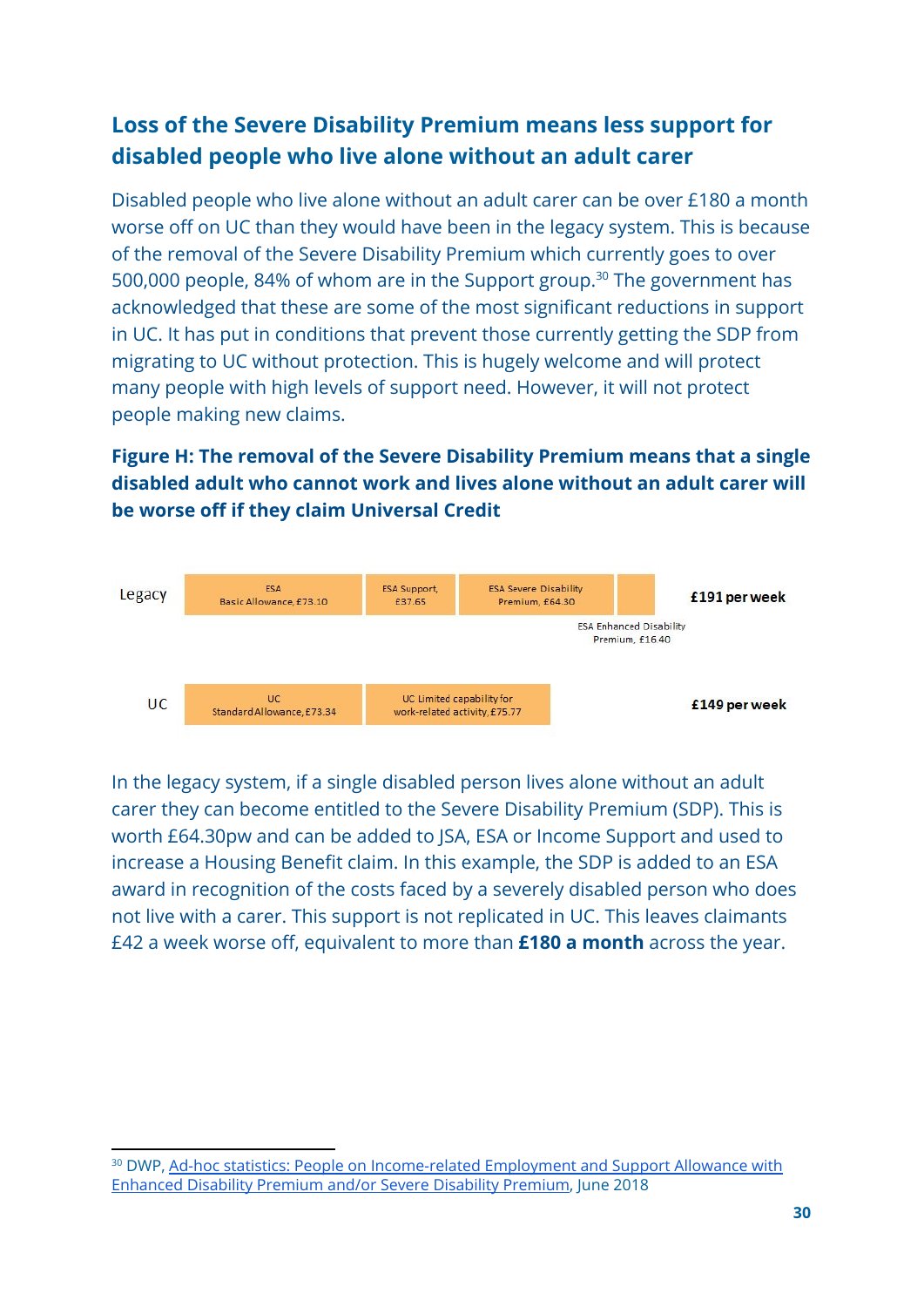## Loss of the Severe Disability Premium means less support for disabled people who live alone without an adult carer

Disabled people who live alone without an adult carer can be over £180 a month worse off on UC than they would have been in the legacy system. This is because of the removal of the Severe Disability Premium which currently goes to over 500,000 people, 84% of whom are in the Support group.[30] The government has acknowledged that these are some of the most significant reductions in support in UC. It has put in conditions that prevent those currently getting the SDP from migrating to UC without protection. This is hugely welcome and will protect many people with high levels of support need. However, it will not protect people making new claims.

**Figure H: The removal of the Severe Disability Premium means that a single disabled adult who cannot work and lives alone without an adult carer will be worse off if they claim Universal Credit**

| | Components | | | | Total |
|---|---|---|---|---|---|
| Legacy | ESA Basic Allowance, £73.10 | ESA Support, £37.65 | ESA Severe Disability Premium, £64.30 | ESA Enhanced Disability Premium, £16.40 | **£191 per week** |
| UC | UC Standard Allowance, £73.34 | UC Limited capability for work-related activity, £75.77 | | | **£149 per week** |

In the legacy system, if a single disabled person lives alone without an adult carer they can become entitled to the Severe Disability Premium (SDP). This is worth £64.30pw and can be added to JSA, ESA or Income Support and used to increase a Housing Benefit claim. In this example, the SDP is added to an ESA award in recognition of the costs faced by a severely disabled person who does not live with a carer. This support is not replicated in UC. This leaves claimants £42 a week worse off, equivalent to more than **£180 a month** across the year.

---

[30] DWP, Ad-hoc statistics: People on Income-related Employment and Support Allowance with Enhanced Disability Premium and/or Severe Disability Premium, June 2018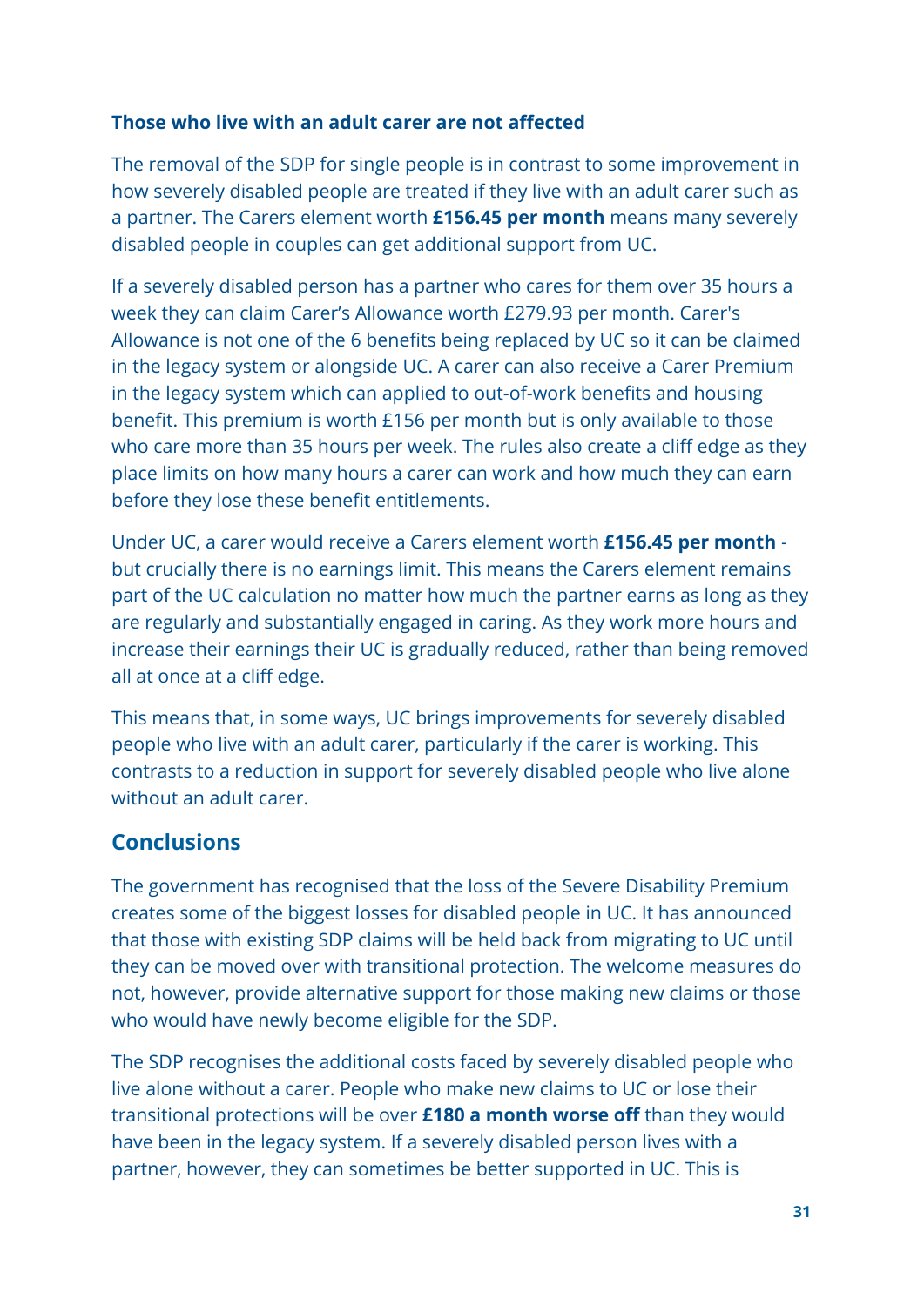**Those who live with an adult carer are not affected**

The removal of the SDP for single people is in contrast to some improvement in how severely disabled people are treated if they live with an adult carer such as a partner. The Carers element worth **£156.45 per month** means many severely disabled people in couples can get additional support from UC.

If a severely disabled person has a partner who cares for them over 35 hours a week they can claim Carer's Allowance worth £279.93 per month. Carer's Allowance is not one of the 6 benefits being replaced by UC so it can be claimed in the legacy system or alongside UC. A carer can also receive a Carer Premium in the legacy system which can applied to out-of-work benefits and housing benefit. This premium is worth £156 per month but is only available to those who care more than 35 hours per week. The rules also create a cliff edge as they place limits on how many hours a carer can work and how much they can earn before they lose these benefit entitlements.

Under UC, a carer would receive a Carers element worth **£156.45 per month** - but crucially there is no earnings limit. This means the Carers element remains part of the UC calculation no matter how much the partner earns as long as they are regularly and substantially engaged in caring. As they work more hours and increase their earnings their UC is gradually reduced, rather than being removed all at once at a cliff edge.

This means that, in some ways, UC brings improvements for severely disabled people who live with an adult carer, particularly if the carer is working. This contrasts to a reduction in support for severely disabled people who live alone without an adult carer.

## Conclusions

The government has recognised that the loss of the Severe Disability Premium creates some of the biggest losses for disabled people in UC. It has announced that those with existing SDP claims will be held back from migrating to UC until they can be moved over with transitional protection. The welcome measures do not, however, provide alternative support for those making new claims or those who would have newly become eligible for the SDP.

The SDP recognises the additional costs faced by severely disabled people who live alone without a carer. People who make new claims to UC or lose their transitional protections will be over **£180 a month worse off** than they would have been in the legacy system. If a severely disabled person lives with a partner, however, they can sometimes be better supported in UC. This is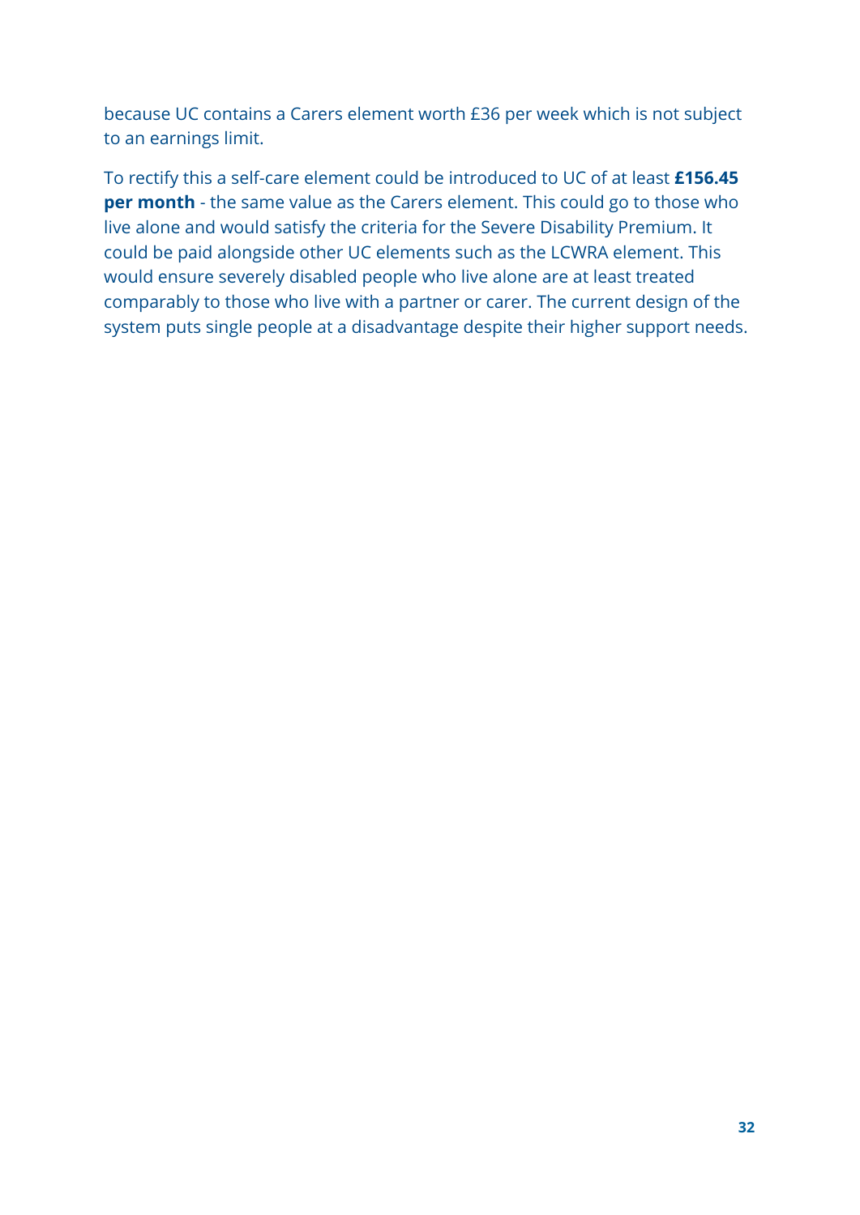because UC contains a Carers element worth £36 per week which is not subject to an earnings limit.

To rectify this a self-care element could be introduced to UC of at least **£156.45 per month** - the same value as the Carers element. This could go to those who live alone and would satisfy the criteria for the Severe Disability Premium. It could be paid alongside other UC elements such as the LCWRA element. This would ensure severely disabled people who live alone are at least treated comparably to those who live with a partner or carer. The current design of the system puts single people at a disadvantage despite their higher support needs.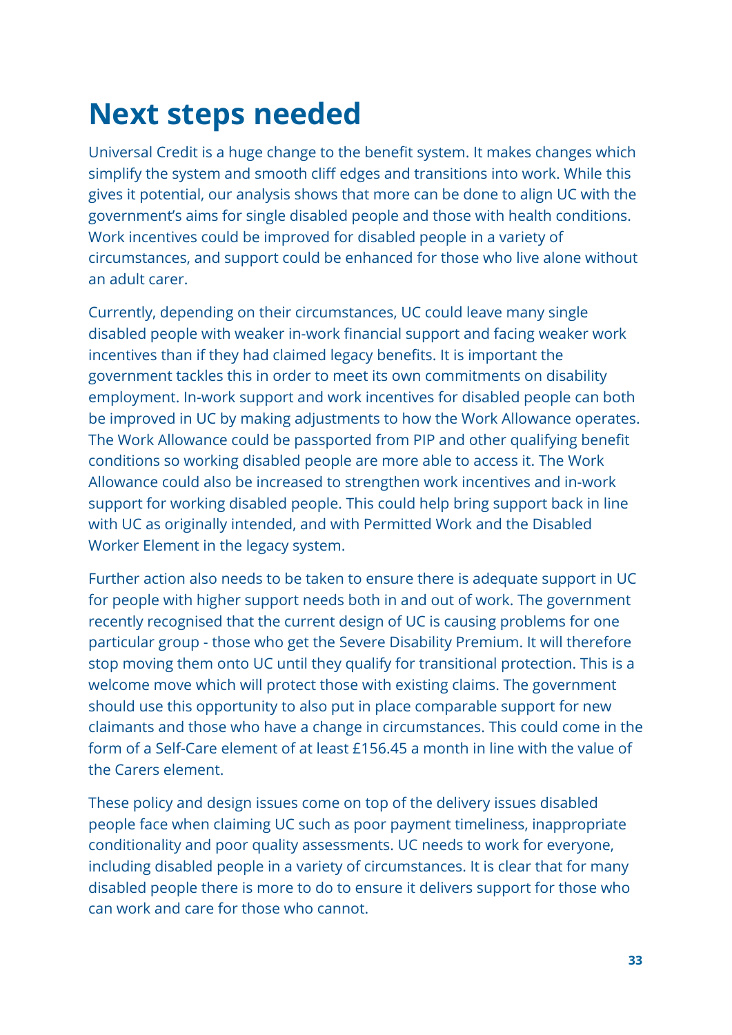# Next steps needed

Universal Credit is a huge change to the benefit system. It makes changes which simplify the system and smooth cliff edges and transitions into work. While this gives it potential, our analysis shows that more can be done to align UC with the government's aims for single disabled people and those with health conditions. Work incentives could be improved for disabled people in a variety of circumstances, and support could be enhanced for those who live alone without an adult carer.

Currently, depending on their circumstances, UC could leave many single disabled people with weaker in-work financial support and facing weaker work incentives than if they had claimed legacy benefits. It is important the government tackles this in order to meet its own commitments on disability employment. In-work support and work incentives for disabled people can both be improved in UC by making adjustments to how the Work Allowance operates. The Work Allowance could be passported from PIP and other qualifying benefit conditions so working disabled people are more able to access it. The Work Allowance could also be increased to strengthen work incentives and in-work support for working disabled people. This could help bring support back in line with UC as originally intended, and with Permitted Work and the Disabled Worker Element in the legacy system.

Further action also needs to be taken to ensure there is adequate support in UC for people with higher support needs both in and out of work. The government recently recognised that the current design of UC is causing problems for one particular group - those who get the Severe Disability Premium. It will therefore stop moving them onto UC until they qualify for transitional protection. This is a welcome move which will protect those with existing claims. The government should use this opportunity to also put in place comparable support for new claimants and those who have a change in circumstances. This could come in the form of a Self-Care element of at least £156.45 a month in line with the value of the Carers element.

These policy and design issues come on top of the delivery issues disabled people face when claiming UC such as poor payment timeliness, inappropriate conditionality and poor quality assessments. UC needs to work for everyone, including disabled people in a variety of circumstances. It is clear that for many disabled people there is more to do to ensure it delivers support for those who can work and care for those who cannot.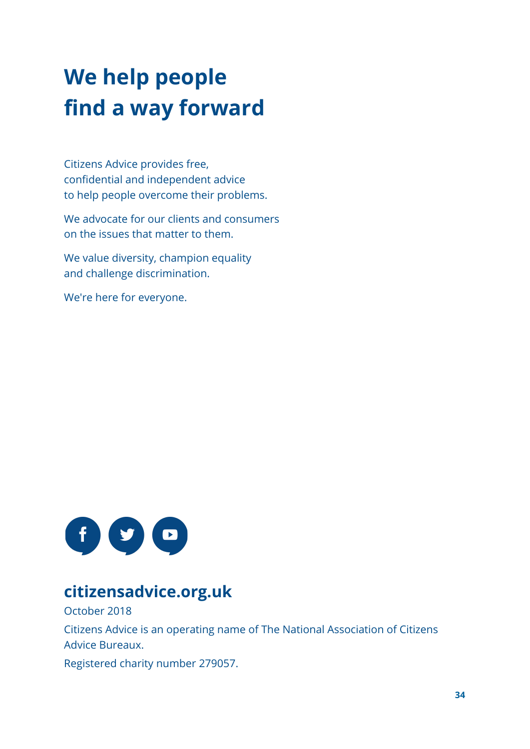# We help people find a way forward

Citizens Advice provides free, confidential and independent advice to help people overcome their problems.

We advocate for our clients and consumers on the issues that matter to them.

We value diversity, champion equality and challenge discrimination.

We're here for everyone.

## citizensadvice.org.uk

October 2018

Citizens Advice is an operating name of The National Association of Citizens Advice Bureaux.

Registered charity number 279057.